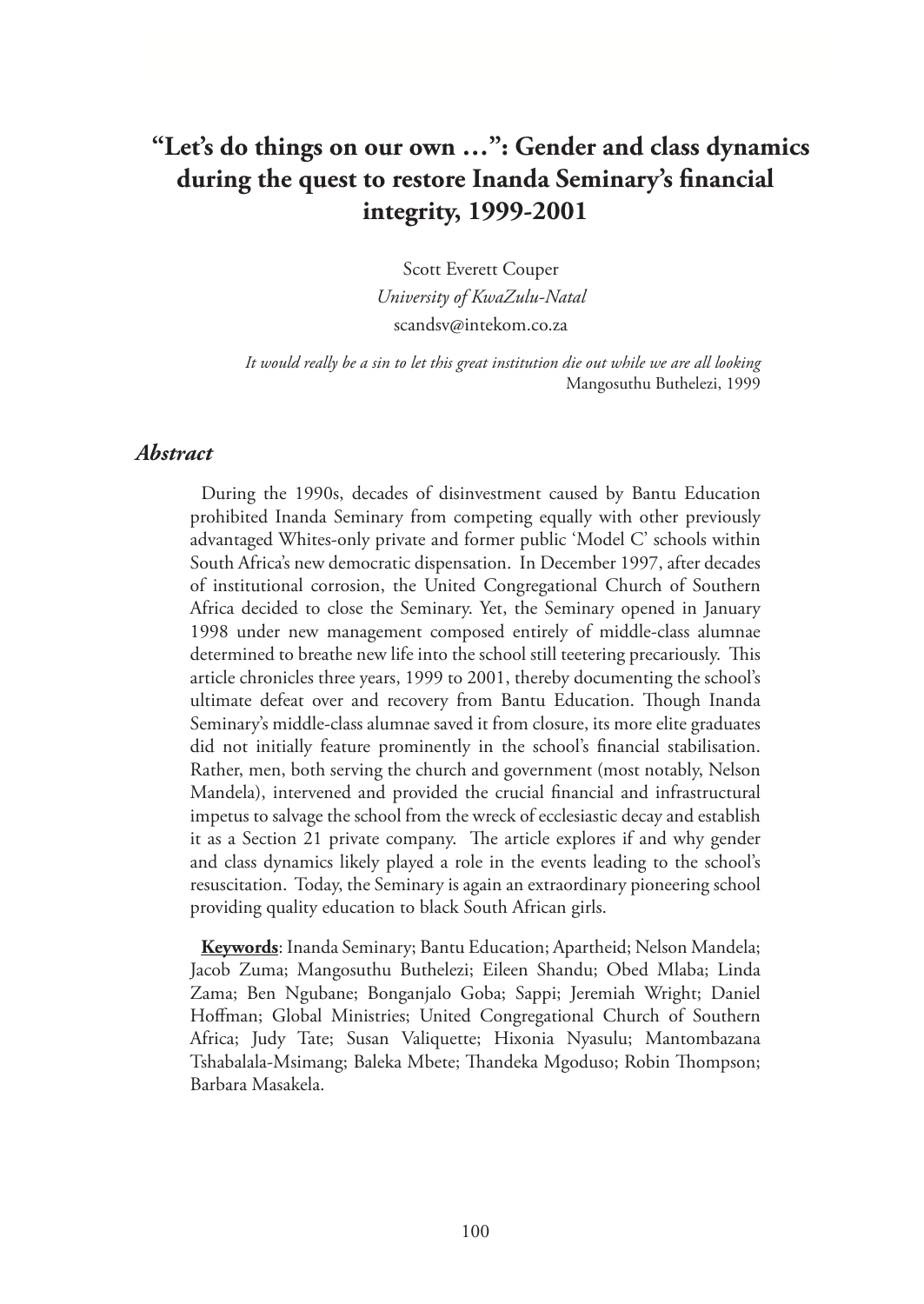# "Let's do things on our own …": Gender and class dynamics during the quest to restore Inanda Seminary's financial integrity, 1999-2001

Scott Everett Couper
*University of KwaZulu-Natal*
scandsv@intekom.co.za

*It would really be a sin to let this great institution die out while we are all looking*
Mangosuthu Buthelezi, 1999

## *Abstract*

During the 1990s, decades of disinvestment caused by Bantu Education prohibited Inanda Seminary from competing equally with other previously advantaged Whites-only private and former public 'Model C' schools within South Africa's new democratic dispensation. In December 1997, after decades of institutional corrosion, the United Congregational Church of Southern Africa decided to close the Seminary. Yet, the Seminary opened in January 1998 under new management composed entirely of middle-class alumnae determined to breathe new life into the school still teetering precariously. This article chronicles three years, 1999 to 2001, thereby documenting the school's ultimate defeat over and recovery from Bantu Education. Though Inanda Seminary's middle-class alumnae saved it from closure, its more elite graduates did not initially feature prominently in the school's financial stabilisation. Rather, men, both serving the church and government (most notably, Nelson Mandela), intervened and provided the crucial financial and infrastructural impetus to salvage the school from the wreck of ecclesiastic decay and establish it as a Section 21 private company. The article explores if and why gender and class dynamics likely played a role in the events leading to the school's resuscitation. Today, the Seminary is again an extraordinary pioneering school providing quality education to black South African girls.

**Keywords**: Inanda Seminary; Bantu Education; Apartheid; Nelson Mandela; Jacob Zuma; Mangosuthu Buthelezi; Eileen Shandu; Obed Mlaba; Linda Zama; Ben Ngubane; Bonganjalo Goba; Sappi; Jeremiah Wright; Daniel Hoffman; Global Ministries; United Congregational Church of Southern Africa; Judy Tate; Susan Valiquette; Hixonia Nyasulu; Mantombazana Tshabalala-Msimang; Baleka Mbete; Thandeka Mgoduso; Robin Thompson; Barbara Masakela.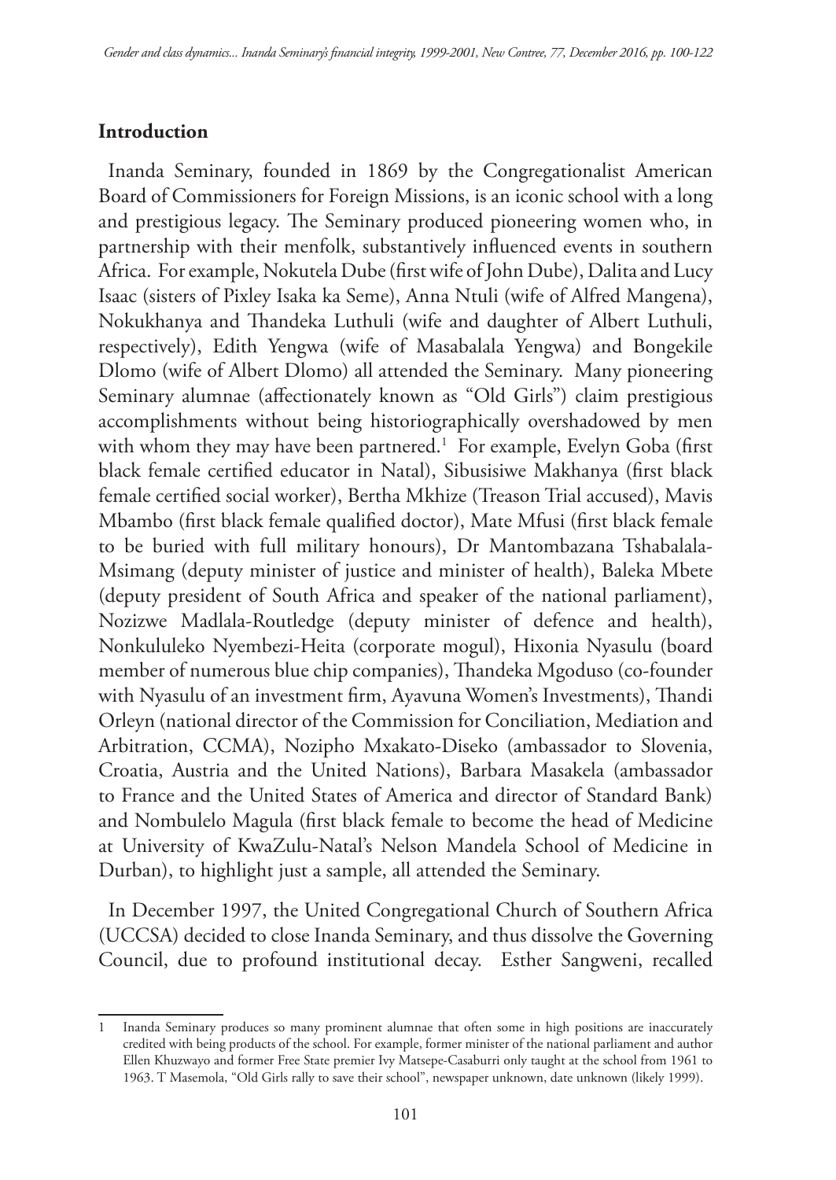## Introduction

Inanda Seminary, founded in 1869 by the Congregationalist American Board of Commissioners for Foreign Missions, is an iconic school with a long and prestigious legacy. The Seminary produced pioneering women who, in partnership with their menfolk, substantively influenced events in southern Africa. For example, Nokutela Dube (first wife of John Dube), Dalita and Lucy Isaac (sisters of Pixley Isaka ka Seme), Anna Ntuli (wife of Alfred Mangena), Nokukhanya and Thandeka Luthuli (wife and daughter of Albert Luthuli, respectively), Edith Yengwa (wife of Masabalala Yengwa) and Bongekile Dlomo (wife of Albert Dlomo) all attended the Seminary. Many pioneering Seminary alumnae (affectionately known as "Old Girls") claim prestigious accomplishments without being historiographically overshadowed by men with whom they may have been partnered.[1] For example, Evelyn Goba (first black female certified educator in Natal), Sibusisiwe Makhanya (first black female certified social worker), Bertha Mkhize (Treason Trial accused), Mavis Mbambo (first black female qualified doctor), Mate Mfusi (first black female to be buried with full military honours), Dr Mantombazana Tshabalala-Msimang (deputy minister of justice and minister of health), Baleka Mbete (deputy president of South Africa and speaker of the national parliament), Nozizwe Madlala-Routledge (deputy minister of defence and health), Nonkululeko Nyembezi-Heita (corporate mogul), Hixonia Nyasulu (board member of numerous blue chip companies), Thandeka Mgoduso (co-founder with Nyasulu of an investment firm, Ayavuna Women's Investments), Thandi Orleyn (national director of the Commission for Conciliation, Mediation and Arbitration, CCMA), Nozipho Mxakato-Diseko (ambassador to Slovenia, Croatia, Austria and the United Nations), Barbara Masakela (ambassador to France and the United States of America and director of Standard Bank) and Nombulelo Magula (first black female to become the head of Medicine at University of KwaZulu-Natal's Nelson Mandela School of Medicine in Durban), to highlight just a sample, all attended the Seminary.

In December 1997, the United Congregational Church of Southern Africa (UCCSA) decided to close Inanda Seminary, and thus dissolve the Governing Council, due to profound institutional decay. Esther Sangweni, recalled

---

1 Inanda Seminary produces so many prominent alumnae that often some in high positions are inaccurately credited with being products of the school. For example, former minister of the national parliament and author Ellen Khuzwayo and former Free State premier Ivy Matsepe-Casaburri only taught at the school from 1961 to 1963. T Masemola, "Old Girls rally to save their school", newspaper unknown, date unknown (likely 1999).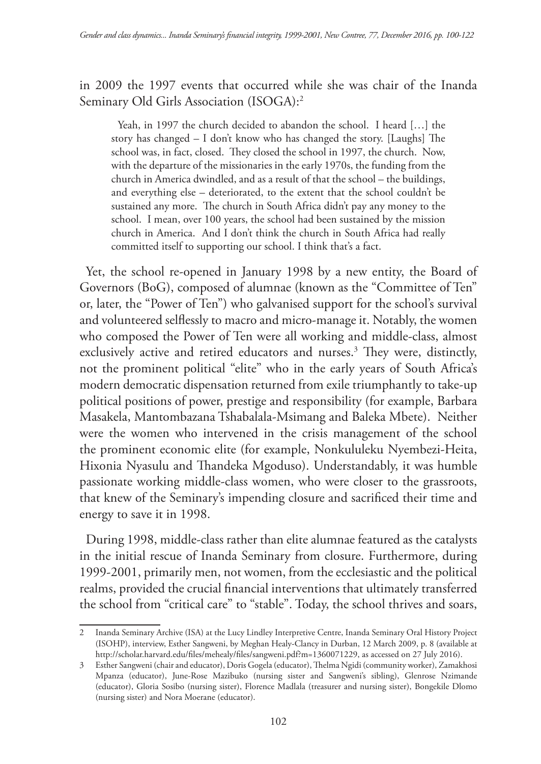in 2009 the 1997 events that occurred while she was chair of the Inanda Seminary Old Girls Association (ISOGA):[2]

> Yeah, in 1997 the church decided to abandon the school. I heard […] the story has changed – I don't know who has changed the story. [Laughs] The school was, in fact, closed. They closed the school in 1997, the church. Now, with the departure of the missionaries in the early 1970s, the funding from the church in America dwindled, and as a result of that the school – the buildings, and everything else – deteriorated, to the extent that the school couldn't be sustained any more. The church in South Africa didn't pay any money to the school. I mean, over 100 years, the school had been sustained by the mission church in America. And I don't think the church in South Africa had really committed itself to supporting our school. I think that's a fact.

Yet, the school re-opened in January 1998 by a new entity, the Board of Governors (BoG), composed of alumnae (known as the "Committee of Ten" or, later, the "Power of Ten") who galvanised support for the school's survival and volunteered selflessly to macro and micro-manage it. Notably, the women who composed the Power of Ten were all working and middle-class, almost exclusively active and retired educators and nurses.[3] They were, distinctly, not the prominent political "elite" who in the early years of South Africa's modern democratic dispensation returned from exile triumphantly to take-up political positions of power, prestige and responsibility (for example, Barbara Masakela, Mantombazana Tshabalala-Msimang and Baleka Mbete). Neither were the women who intervened in the crisis management of the school the prominent economic elite (for example, Nonkululeku Nyembezi-Heita, Hixonia Nyasulu and Thandeka Mgoduso). Understandably, it was humble passionate working middle-class women, who were closer to the grassroots, that knew of the Seminary's impending closure and sacrificed their time and energy to save it in 1998.

During 1998, middle-class rather than elite alumnae featured as the catalysts in the initial rescue of Inanda Seminary from closure. Furthermore, during 1999-2001, primarily men, not women, from the ecclesiastic and the political realms, provided the crucial financial interventions that ultimately transferred the school from "critical care" to "stable". Today, the school thrives and soars,

---

2 Inanda Seminary Archive (ISA) at the Lucy Lindley Interpretive Centre, Inanda Seminary Oral History Project (ISOHP), interview, Esther Sangweni, by Meghan Healy-Clancy in Durban, 12 March 2009, p. 8 (available at http://scholar.harvard.edu/files/mehealy/files/sangweni.pdf?m=1360071229, as accessed on 27 July 2016).

3 Esther Sangweni (chair and educator), Doris Gogela (educator), Thelma Ngidi (community worker), Zamakhosi Mpanza (educator), June-Rose Mazibuko (nursing sister and Sangweni's sibling), Glenrose Nzimande (educator), Gloria Sosibo (nursing sister), Florence Madlala (treasurer and nursing sister), Bongekile Dlomo (nursing sister) and Nora Moerane (educator).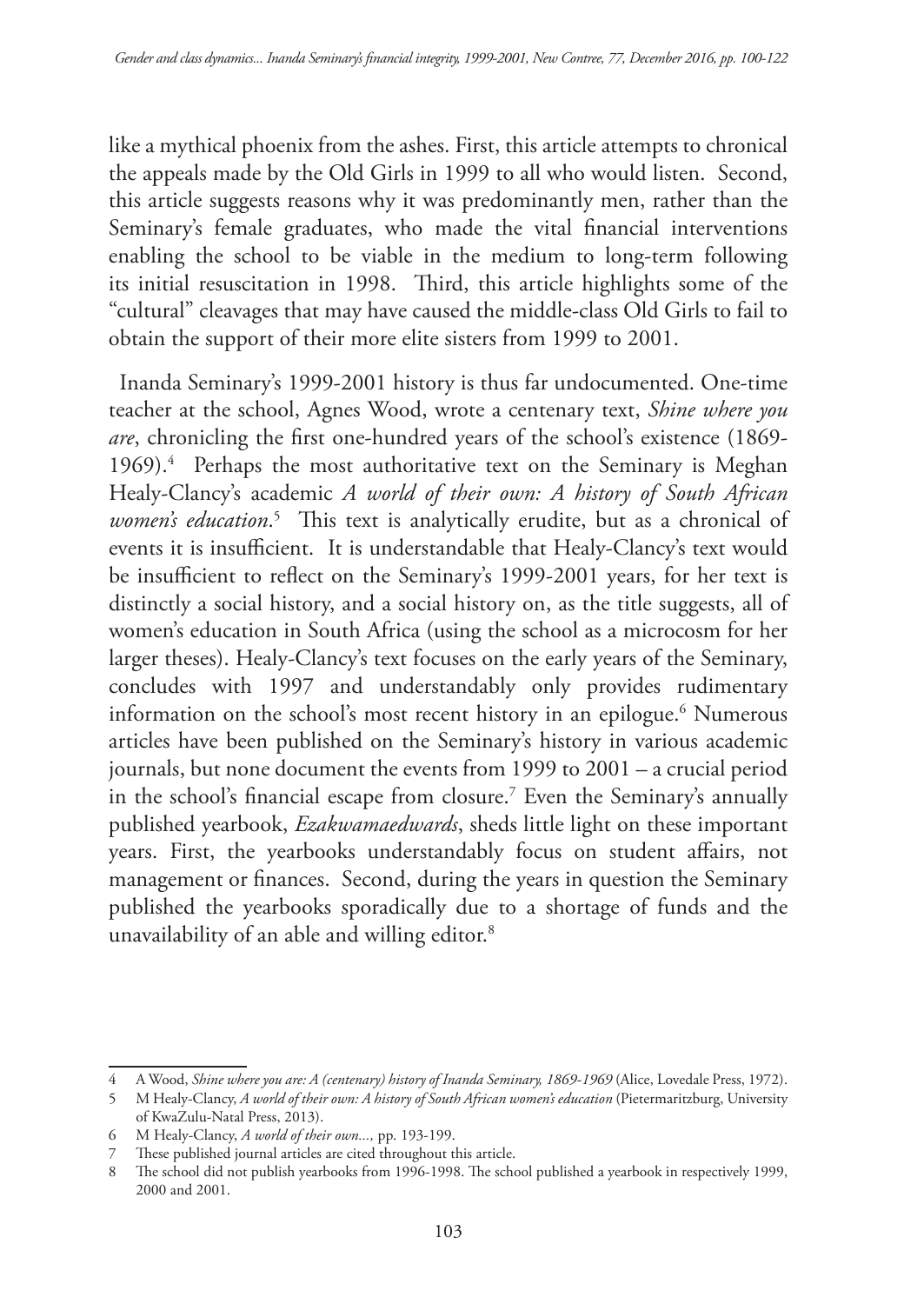like a mythical phoenix from the ashes. First, this article attempts to chronical the appeals made by the Old Girls in 1999 to all who would listen. Second, this article suggests reasons why it was predominantly men, rather than the Seminary's female graduates, who made the vital financial interventions enabling the school to be viable in the medium to long-term following its initial resuscitation in 1998. Third, this article highlights some of the "cultural" cleavages that may have caused the middle-class Old Girls to fail to obtain the support of their more elite sisters from 1999 to 2001.

Inanda Seminary's 1999-2001 history is thus far undocumented. One-time teacher at the school, Agnes Wood, wrote a centenary text, *Shine where you are*, chronicling the first one-hundred years of the school's existence (1869-1969).[4] Perhaps the most authoritative text on the Seminary is Meghan Healy-Clancy's academic *A world of their own: A history of South African women's education*.[5] This text is analytically erudite, but as a chronical of events it is insufficient. It is understandable that Healy-Clancy's text would be insufficient to reflect on the Seminary's 1999-2001 years, for her text is distinctly a social history, and a social history on, as the title suggests, all of women's education in South Africa (using the school as a microcosm for her larger theses). Healy-Clancy's text focuses on the early years of the Seminary, concludes with 1997 and understandably only provides rudimentary information on the school's most recent history in an epilogue.[6] Numerous articles have been published on the Seminary's history in various academic journals, but none document the events from 1999 to 2001 – a crucial period in the school's financial escape from closure.[7] Even the Seminary's annually published yearbook, *Ezakwamaedwards*, sheds little light on these important years. First, the yearbooks understandably focus on student affairs, not management or finances. Second, during the years in question the Seminary published the yearbooks sporadically due to a shortage of funds and the unavailability of an able and willing editor.[8]

---

4 A Wood, *Shine where you are: A (centenary) history of Inanda Seminary, 1869-1969* (Alice, Lovedale Press, 1972).

5 M Healy-Clancy, *A world of their own: A history of South African women's education* (Pietermaritzburg, University of KwaZulu-Natal Press, 2013).

6 M Healy-Clancy, *A world of their own...,* pp. 193-199.

7 These published journal articles are cited throughout this article.

8 The school did not publish yearbooks from 1996-1998. The school published a yearbook in respectively 1999, 2000 and 2001.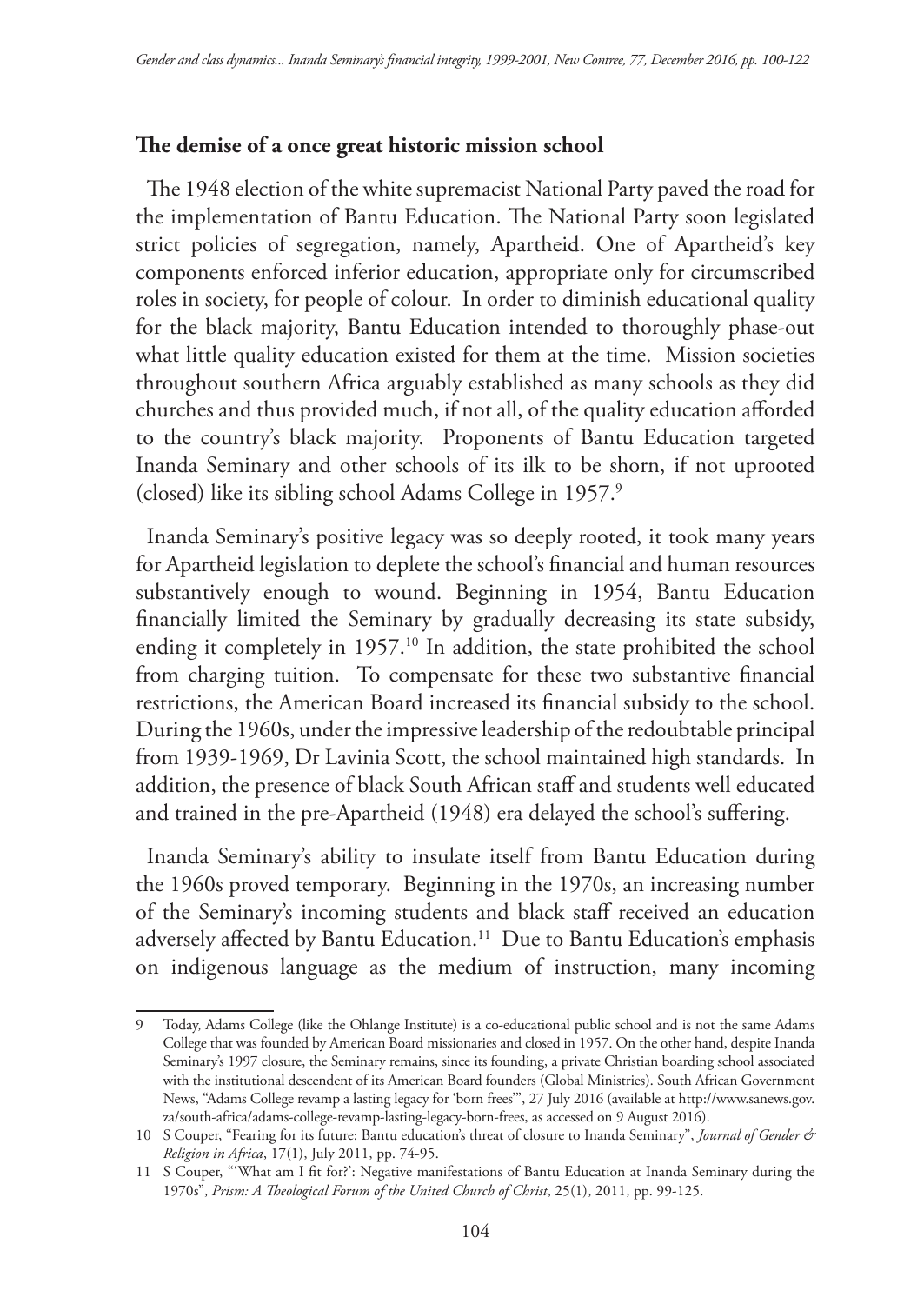**The demise of a once great historic mission school**

The 1948 election of the white supremacist National Party paved the road for the implementation of Bantu Education. The National Party soon legislated strict policies of segregation, namely, Apartheid. One of Apartheid's key components enforced inferior education, appropriate only for circumscribed roles in society, for people of colour. In order to diminish educational quality for the black majority, Bantu Education intended to thoroughly phase-out what little quality education existed for them at the time. Mission societies throughout southern Africa arguably established as many schools as they did churches and thus provided much, if not all, of the quality education afforded to the country's black majority. Proponents of Bantu Education targeted Inanda Seminary and other schools of its ilk to be shorn, if not uprooted (closed) like its sibling school Adams College in 1957.[9]

Inanda Seminary's positive legacy was so deeply rooted, it took many years for Apartheid legislation to deplete the school's financial and human resources substantively enough to wound. Beginning in 1954, Bantu Education financially limited the Seminary by gradually decreasing its state subsidy, ending it completely in 1957.[10] In addition, the state prohibited the school from charging tuition. To compensate for these two substantive financial restrictions, the American Board increased its financial subsidy to the school. During the 1960s, under the impressive leadership of the redoubtable principal from 1939-1969, Dr Lavinia Scott, the school maintained high standards. In addition, the presence of black South African staff and students well educated and trained in the pre-Apartheid (1948) era delayed the school's suffering.

Inanda Seminary's ability to insulate itself from Bantu Education during the 1960s proved temporary. Beginning in the 1970s, an increasing number of the Seminary's incoming students and black staff received an education adversely affected by Bantu Education.[11] Due to Bantu Education's emphasis on indigenous language as the medium of instruction, many incoming

---

9 Today, Adams College (like the Ohlange Institute) is a co-educational public school and is not the same Adams College that was founded by American Board missionaries and closed in 1957. On the other hand, despite Inanda Seminary's 1997 closure, the Seminary remains, since its founding, a private Christian boarding school associated with the institutional descendent of its American Board founders (Global Ministries). South African Government News, "Adams College revamp a lasting legacy for 'born frees'", 27 July 2016 (available at http://www.sanews.gov.za/south-africa/adams-college-revamp-lasting-legacy-born-frees, as accessed on 9 August 2016).

10 S Couper, "Fearing for its future: Bantu education's threat of closure to Inanda Seminary", *Journal of Gender & Religion in Africa*, 17(1), July 2011, pp. 74-95.

11 S Couper, "'What am I fit for?': Negative manifestations of Bantu Education at Inanda Seminary during the 1970s", *Prism: A Theological Forum of the United Church of Christ*, 25(1), 2011, pp. 99-125.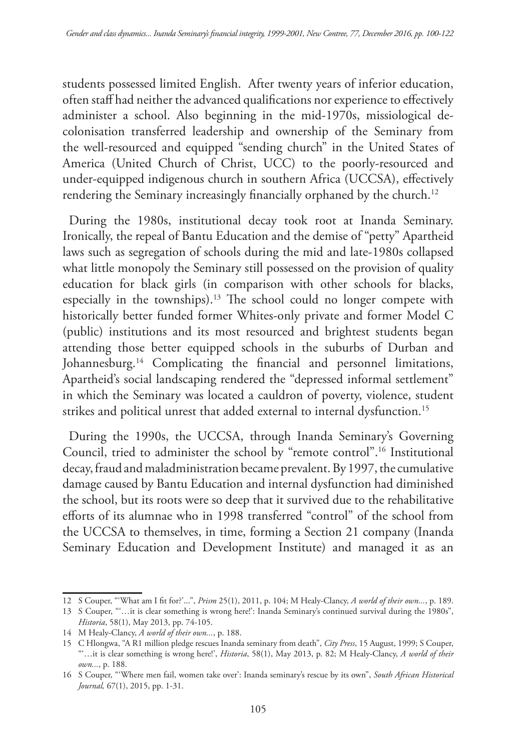students possessed limited English. After twenty years of inferior education, often staff had neither the advanced qualifications nor experience to effectively administer a school. Also beginning in the mid-1970s, missiological de-colonisation transferred leadership and ownership of the Seminary from the well-resourced and equipped "sending church" in the United States of America (United Church of Christ, UCC) to the poorly-resourced and under-equipped indigenous church in southern Africa (UCCSA), effectively rendering the Seminary increasingly financially orphaned by the church.[12]

During the 1980s, institutional decay took root at Inanda Seminary. Ironically, the repeal of Bantu Education and the demise of "petty" Apartheid laws such as segregation of schools during the mid and late-1980s collapsed what little monopoly the Seminary still possessed on the provision of quality education for black girls (in comparison with other schools for blacks, especially in the townships).[13] The school could no longer compete with historically better funded former Whites-only private and former Model C (public) institutions and its most resourced and brightest students began attending those better equipped schools in the suburbs of Durban and Johannesburg.[14] Complicating the financial and personnel limitations, Apartheid's social landscaping rendered the "depressed informal settlement" in which the Seminary was located a cauldron of poverty, violence, student strikes and political unrest that added external to internal dysfunction.[15]

During the 1990s, the UCCSA, through Inanda Seminary's Governing Council, tried to administer the school by "remote control".[16] Institutional decay, fraud and maladministration became prevalent. By 1997, the cumulative damage caused by Bantu Education and internal dysfunction had diminished the school, but its roots were so deep that it survived due to the rehabilitative efforts of its alumnae who in 1998 transferred "control" of the school from the UCCSA to themselves, in time, forming a Section 21 company (Inanda Seminary Education and Development Institute) and managed it as an

---

12 S Couper, "'What am I fit for?'...", *Prism* 25(1), 2011, p. 104; M Healy-Clancy, *A world of their own...*, p. 189.

13 S Couper, "'…it is clear something is wrong here!': Inanda Seminary's continued survival during the 1980s", *Historia*, 58(1), May 2013, pp. 74-105.

14 M Healy-Clancy, *A world of their own...*, p. 188.

15 C Hlongwa, "A R1 million pledge rescues Inanda seminary from death", *City Press*, 15 August, 1999; S Couper, "'…it is clear something is wrong here!', *Historia*, 58(1), May 2013, p. 82; M Healy-Clancy, *A world of their own...*, p. 188.

16 S Couper, "'Where men fail, women take over': Inanda seminary's rescue by its own", *South African Historical Journal,* 67(1), 2015, pp. 1-31.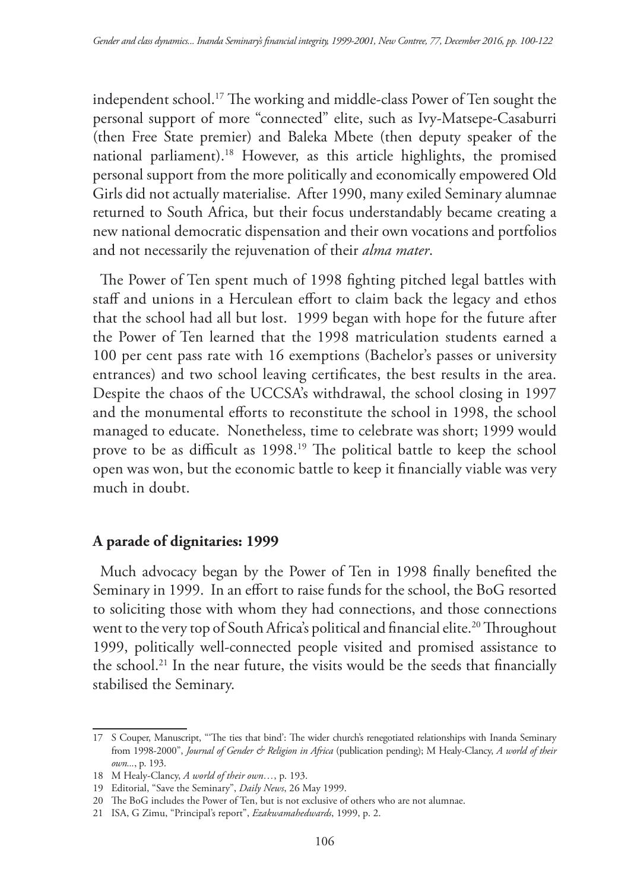independent school.[17] The working and middle-class Power of Ten sought the personal support of more "connected" elite, such as Ivy-Matsepe-Casaburri (then Free State premier) and Baleka Mbete (then deputy speaker of the national parliament).[18] However, as this article highlights, the promised personal support from the more politically and economically empowered Old Girls did not actually materialise. After 1990, many exiled Seminary alumnae returned to South Africa, but their focus understandably became creating a new national democratic dispensation and their own vocations and portfolios and not necessarily the rejuvenation of their *alma mater*.

The Power of Ten spent much of 1998 fighting pitched legal battles with staff and unions in a Herculean effort to claim back the legacy and ethos that the school had all but lost. 1999 began with hope for the future after the Power of Ten learned that the 1998 matriculation students earned a 100 per cent pass rate with 16 exemptions (Bachelor's passes or university entrances) and two school leaving certificates, the best results in the area. Despite the chaos of the UCCSA's withdrawal, the school closing in 1997 and the monumental efforts to reconstitute the school in 1998, the school managed to educate. Nonetheless, time to celebrate was short; 1999 would prove to be as difficult as 1998.[19] The political battle to keep the school open was won, but the economic battle to keep it financially viable was very much in doubt.

## A parade of dignitaries: 1999

Much advocacy began by the Power of Ten in 1998 finally benefited the Seminary in 1999. In an effort to raise funds for the school, the BoG resorted to soliciting those with whom they had connections, and those connections went to the very top of South Africa's political and financial elite.[20] Throughout 1999, politically well-connected people visited and promised assistance to the school.[21] In the near future, the visits would be the seeds that financially stabilised the Seminary.

---

17 S Couper, Manuscript, "'The ties that bind': The wider church's renegotiated relationships with Inanda Seminary from 1998-2000", *Journal of Gender & Religion in Africa* (publication pending); M Healy-Clancy, *A world of their own...*, p. 193.

18 M Healy-Clancy, *A world of their own…*, p. 193.

19 Editorial, "Save the Seminary", *Daily News*, 26 May 1999.

20 The BoG includes the Power of Ten, but is not exclusive of others who are not alumnae.

21 ISA, G Zimu, "Principal's report", *Ezakwamahedwards*, 1999, p. 2.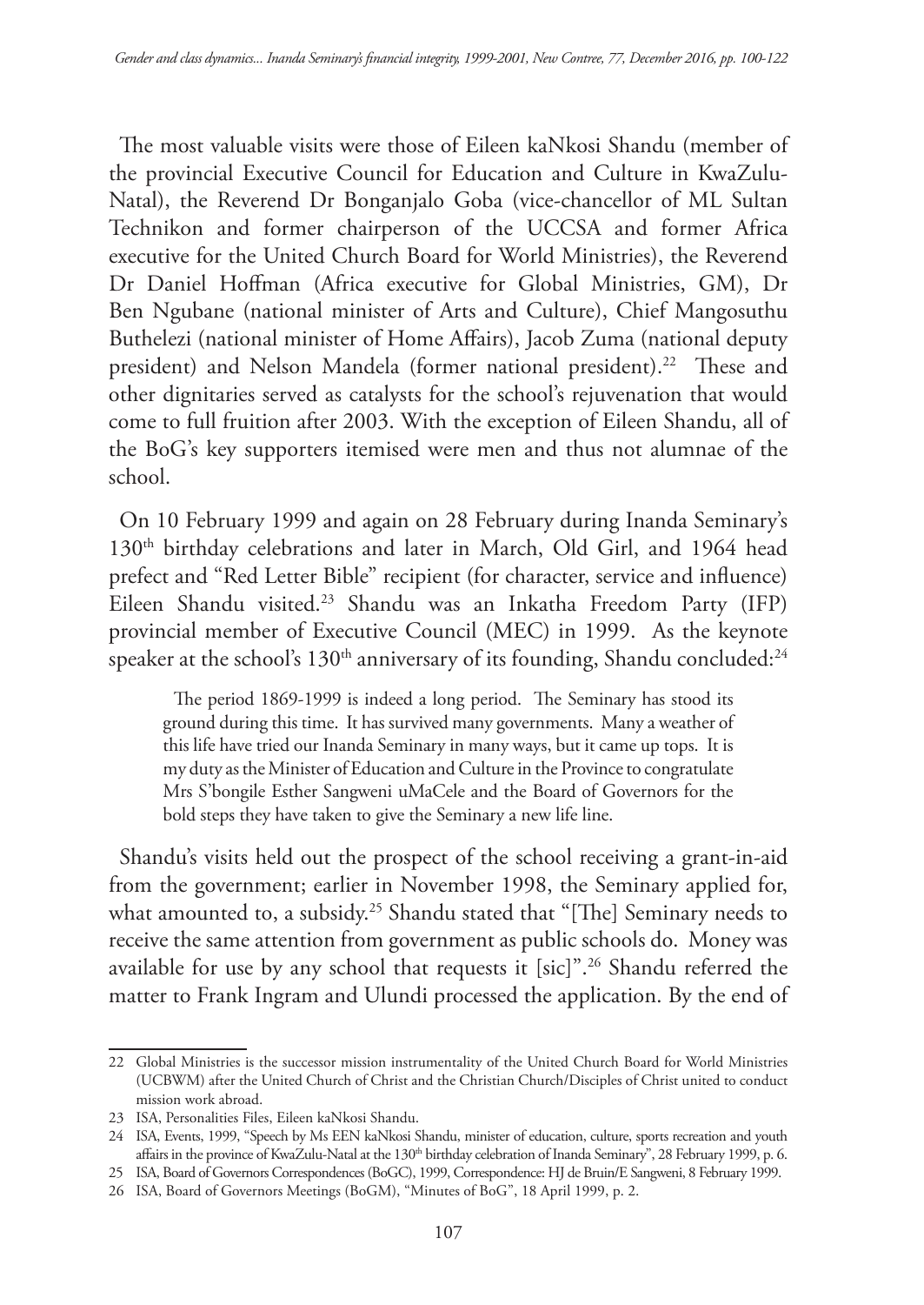The most valuable visits were those of Eileen kaNkosi Shandu (member of the provincial Executive Council for Education and Culture in KwaZulu-Natal), the Reverend Dr Bonganjalo Goba (vice-chancellor of ML Sultan Technikon and former chairperson of the UCCSA and former Africa executive for the United Church Board for World Ministries), the Reverend Dr Daniel Hoffman (Africa executive for Global Ministries, GM), Dr Ben Ngubane (national minister of Arts and Culture), Chief Mangosuthu Buthelezi (national minister of Home Affairs), Jacob Zuma (national deputy president) and Nelson Mandela (former national president).[22] These and other dignitaries served as catalysts for the school's rejuvenation that would come to full fruition after 2003. With the exception of Eileen Shandu, all of the BoG's key supporters itemised were men and thus not alumnae of the school.

On 10 February 1999 and again on 28 February during Inanda Seminary's 130th birthday celebrations and later in March, Old Girl, and 1964 head prefect and "Red Letter Bible" recipient (for character, service and influence) Eileen Shandu visited.[23] Shandu was an Inkatha Freedom Party (IFP) provincial member of Executive Council (MEC) in 1999. As the keynote speaker at the school's 130th anniversary of its founding, Shandu concluded:[24]

> The period 1869-1999 is indeed a long period. The Seminary has stood its ground during this time. It has survived many governments. Many a weather of this life have tried our Inanda Seminary in many ways, but it came up tops. It is my duty as the Minister of Education and Culture in the Province to congratulate Mrs S'bongile Esther Sangweni uMaCele and the Board of Governors for the bold steps they have taken to give the Seminary a new life line.

Shandu's visits held out the prospect of the school receiving a grant-in-aid from the government; earlier in November 1998, the Seminary applied for, what amounted to, a subsidy.[25] Shandu stated that "[The] Seminary needs to receive the same attention from government as public schools do. Money was available for use by any school that requests it [sic]".[26] Shandu referred the matter to Frank Ingram and Ulundi processed the application. By the end of

---

22 Global Ministries is the successor mission instrumentality of the United Church Board for World Ministries (UCBWM) after the United Church of Christ and the Christian Church/Disciples of Christ united to conduct mission work abroad.

23 ISA, Personalities Files, Eileen kaNkosi Shandu.

24 ISA, Events, 1999, "Speech by Ms EEN kaNkosi Shandu, minister of education, culture, sports recreation and youth affairs in the province of KwaZulu-Natal at the 130th birthday celebration of Inanda Seminary", 28 February 1999, p. 6.

25 ISA, Board of Governors Correspondences (BoGC), 1999, Correspondence: HJ de Bruin/E Sangweni, 8 February 1999.

26 ISA, Board of Governors Meetings (BoGM), "Minutes of BoG", 18 April 1999, p. 2.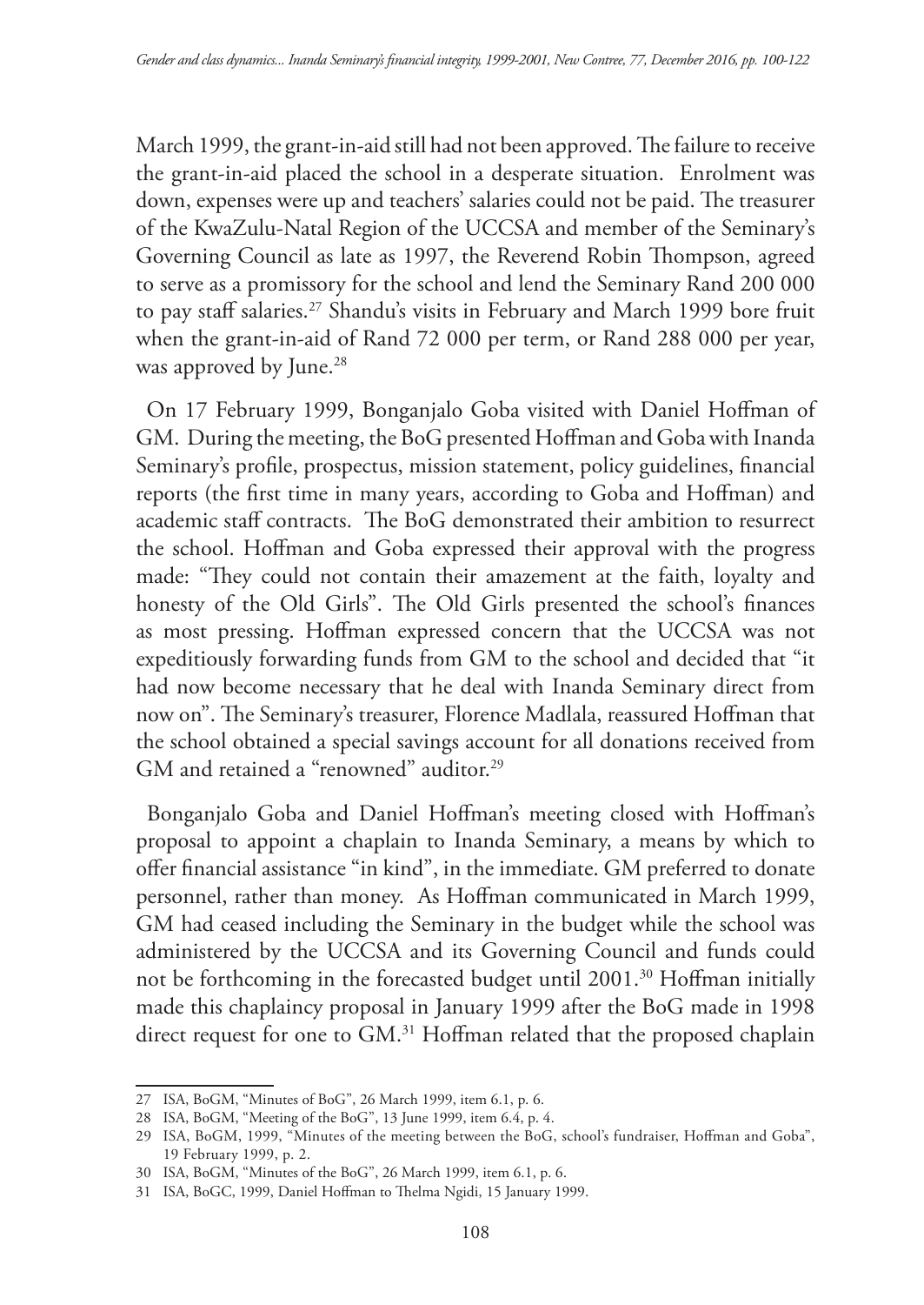March 1999, the grant-in-aid still had not been approved. The failure to receive the grant-in-aid placed the school in a desperate situation. Enrolment was down, expenses were up and teachers' salaries could not be paid. The treasurer of the KwaZulu-Natal Region of the UCCSA and member of the Seminary's Governing Council as late as 1997, the Reverend Robin Thompson, agreed to serve as a promissory for the school and lend the Seminary Rand 200 000 to pay staff salaries.[27] Shandu's visits in February and March 1999 bore fruit when the grant-in-aid of Rand 72 000 per term, or Rand 288 000 per year, was approved by June.[28]

On 17 February 1999, Bonganjalo Goba visited with Daniel Hoffman of GM. During the meeting, the BoG presented Hoffman and Goba with Inanda Seminary's profile, prospectus, mission statement, policy guidelines, financial reports (the first time in many years, according to Goba and Hoffman) and academic staff contracts. The BoG demonstrated their ambition to resurrect the school. Hoffman and Goba expressed their approval with the progress made: "They could not contain their amazement at the faith, loyalty and honesty of the Old Girls". The Old Girls presented the school's finances as most pressing. Hoffman expressed concern that the UCCSA was not expeditiously forwarding funds from GM to the school and decided that "it had now become necessary that he deal with Inanda Seminary direct from now on". The Seminary's treasurer, Florence Madlala, reassured Hoffman that the school obtained a special savings account for all donations received from GM and retained a "renowned" auditor.[29]

Bonganjalo Goba and Daniel Hoffman's meeting closed with Hoffman's proposal to appoint a chaplain to Inanda Seminary, a means by which to offer financial assistance "in kind", in the immediate. GM preferred to donate personnel, rather than money. As Hoffman communicated in March 1999, GM had ceased including the Seminary in the budget while the school was administered by the UCCSA and its Governing Council and funds could not be forthcoming in the forecasted budget until 2001.[30] Hoffman initially made this chaplaincy proposal in January 1999 after the BoG made in 1998 direct request for one to GM.[31] Hoffman related that the proposed chaplain

---

27 ISA, BoGM, "Minutes of BoG", 26 March 1999, item 6.1, p. 6.

28 ISA, BoGM, "Meeting of the BoG", 13 June 1999, item 6.4, p. 4.

29 ISA, BoGM, 1999, "Minutes of the meeting between the BoG, school's fundraiser, Hoffman and Goba", 19 February 1999, p. 2.

30 ISA, BoGM, "Minutes of the BoG", 26 March 1999, item 6.1, p. 6.

31 ISA, BoGC, 1999, Daniel Hoffman to Thelma Ngidi, 15 January 1999.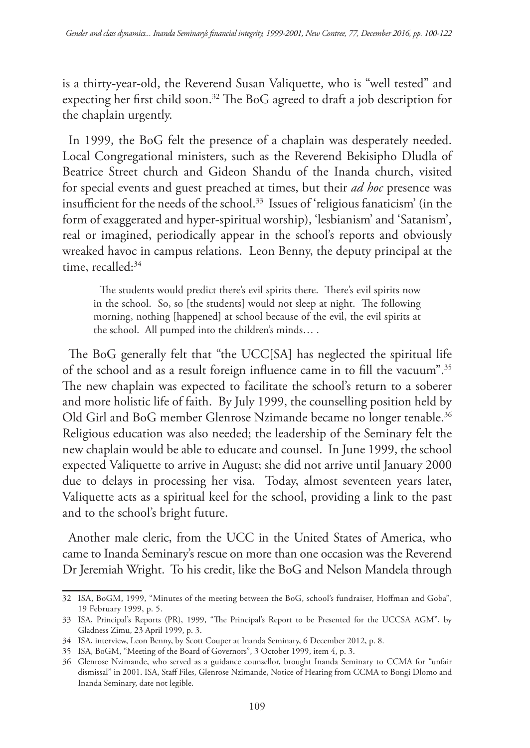is a thirty-year-old, the Reverend Susan Valiquette, who is "well tested" and expecting her first child soon.[32] The BoG agreed to draft a job description for the chaplain urgently.

In 1999, the BoG felt the presence of a chaplain was desperately needed. Local Congregational ministers, such as the Reverend Bekisipho Dludla of Beatrice Street church and Gideon Shandu of the Inanda church, visited for special events and guest preached at times, but their *ad hoc* presence was insufficient for the needs of the school.[33] Issues of 'religious fanaticism' (in the form of exaggerated and hyper-spiritual worship), 'lesbianism' and 'Satanism', real or imagined, periodically appear in the school's reports and obviously wreaked havoc in campus relations. Leon Benny, the deputy principal at the time, recalled:[34]

> The students would predict there's evil spirits there. There's evil spirits now in the school. So, so [the students] would not sleep at night. The following morning, nothing [happened] at school because of the evil, the evil spirits at the school. All pumped into the children's minds… .

The BoG generally felt that "the UCC[SA] has neglected the spiritual life of the school and as a result foreign influence came in to fill the vacuum".[35] The new chaplain was expected to facilitate the school's return to a soberer and more holistic life of faith. By July 1999, the counselling position held by Old Girl and BoG member Glenrose Nzimande became no longer tenable.[36] Religious education was also needed; the leadership of the Seminary felt the new chaplain would be able to educate and counsel. In June 1999, the school expected Valiquette to arrive in August; she did not arrive until January 2000 due to delays in processing her visa. Today, almost seventeen years later, Valiquette acts as a spiritual keel for the school, providing a link to the past and to the school's bright future.

Another male cleric, from the UCC in the United States of America, who came to Inanda Seminary's rescue on more than one occasion was the Reverend Dr Jeremiah Wright. To his credit, like the BoG and Nelson Mandela through

---

32 ISA, BoGM, 1999, "Minutes of the meeting between the BoG, school's fundraiser, Hoffman and Goba", 19 February 1999, p. 5.

33 ISA, Principal's Reports (PR), 1999, "The Principal's Report to be Presented for the UCCSA AGM", by Gladness Zimu, 23 April 1999, p. 3.

34 ISA, interview, Leon Benny, by Scott Couper at Inanda Seminary, 6 December 2012, p. 8.

35 ISA, BoGM, "Meeting of the Board of Governors", 3 October 1999, item 4, p. 3.

36 Glenrose Nzimande, who served as a guidance counsellor, brought Inanda Seminary to CCMA for "unfair dismissal" in 2001. ISA, Staff Files, Glenrose Nzimande, Notice of Hearing from CCMA to Bongi Dlomo and Inanda Seminary, date not legible.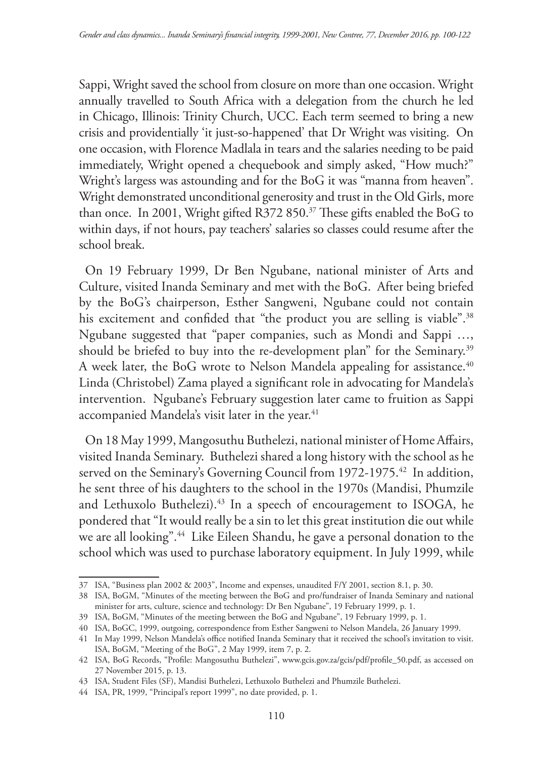Sappi, Wright saved the school from closure on more than one occasion. Wright annually travelled to South Africa with a delegation from the church he led in Chicago, Illinois: Trinity Church, UCC. Each term seemed to bring a new crisis and providentially 'it just-so-happened' that Dr Wright was visiting. On one occasion, with Florence Madlala in tears and the salaries needing to be paid immediately, Wright opened a chequebook and simply asked, "How much?" Wright's largess was astounding and for the BoG it was "manna from heaven". Wright demonstrated unconditional generosity and trust in the Old Girls, more than once. In 2001, Wright gifted R372 850.[37] These gifts enabled the BoG to within days, if not hours, pay teachers' salaries so classes could resume after the school break.

On 19 February 1999, Dr Ben Ngubane, national minister of Arts and Culture, visited Inanda Seminary and met with the BoG. After being briefed by the BoG's chairperson, Esther Sangweni, Ngubane could not contain his excitement and confided that "the product you are selling is viable".[38] Ngubane suggested that "paper companies, such as Mondi and Sappi …, should be briefed to buy into the re-development plan" for the Seminary.[39] A week later, the BoG wrote to Nelson Mandela appealing for assistance.[40] Linda (Christobel) Zama played a significant role in advocating for Mandela's intervention. Ngubane's February suggestion later came to fruition as Sappi accompanied Mandela's visit later in the year.[41]

On 18 May 1999, Mangosuthu Buthelezi, national minister of Home Affairs, visited Inanda Seminary. Buthelezi shared a long history with the school as he served on the Seminary's Governing Council from 1972-1975.[42] In addition, he sent three of his daughters to the school in the 1970s (Mandisi, Phumzile and Lethuxolo Buthelezi).[43] In a speech of encouragement to ISOGA, he pondered that "It would really be a sin to let this great institution die out while we are all looking".[44] Like Eileen Shandu, he gave a personal donation to the school which was used to purchase laboratory equipment. In July 1999, while

---

37 ISA, "Business plan 2002 & 2003", Income and expenses, unaudited F/Y 2001, section 8.1, p. 30.

38 ISA, BoGM, "Minutes of the meeting between the BoG and pro/fundraiser of Inanda Seminary and national minister for arts, culture, science and technology: Dr Ben Ngubane", 19 February 1999, p. 1.

39 ISA, BoGM, "Minutes of the meeting between the BoG and Ngubane", 19 February 1999, p. 1.

40 ISA, BoGC, 1999, outgoing, correspondence from Esther Sangweni to Nelson Mandela, 26 January 1999.

41 In May 1999, Nelson Mandela's office notified Inanda Seminary that it received the school's invitation to visit. ISA, BoGM, "Meeting of the BoG", 2 May 1999, item 7, p. 2.

42 ISA, BoG Records, "Profile: Mangosuthu Buthelezi", www.gcis.gov.za/gcis/pdf/profile_50.pdf, as accessed on 27 November 2015, p. 13.

43 ISA, Student Files (SF), Mandisi Buthelezi, Lethuxolo Buthelezi and Phumzile Buthelezi.

44 ISA, PR, 1999, "Principal's report 1999", no date provided, p. 1.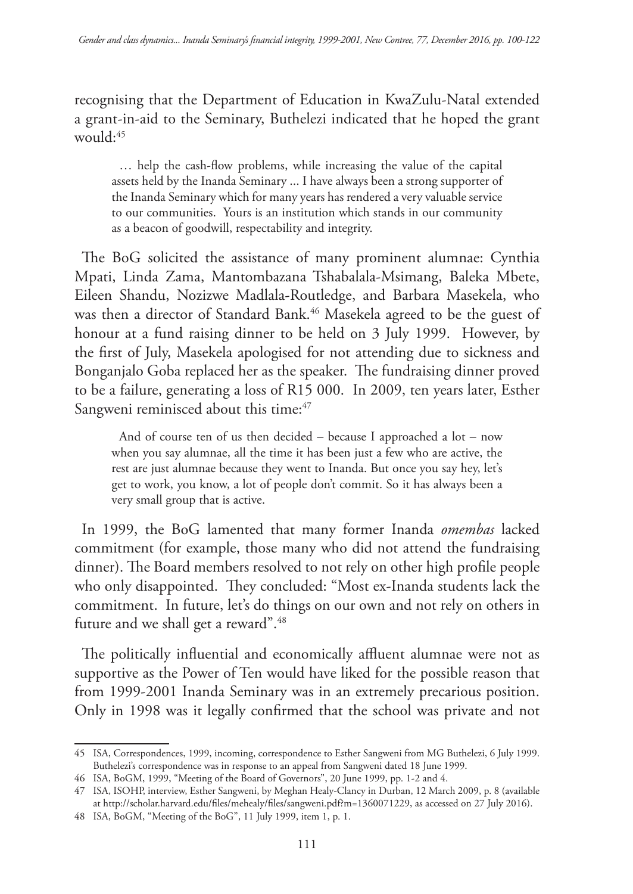recognising that the Department of Education in KwaZulu-Natal extended a grant-in-aid to the Seminary, Buthelezi indicated that he hoped the grant would:[45]

> … help the cash-flow problems, while increasing the value of the capital assets held by the Inanda Seminary ... I have always been a strong supporter of the Inanda Seminary which for many years has rendered a very valuable service to our communities. Yours is an institution which stands in our community as a beacon of goodwill, respectability and integrity.

The BoG solicited the assistance of many prominent alumnae: Cynthia Mpati, Linda Zama, Mantombazana Tshabalala-Msimang, Baleka Mbete, Eileen Shandu, Nozizwe Madlala-Routledge, and Barbara Masekela, who was then a director of Standard Bank.[46] Masekela agreed to be the guest of honour at a fund raising dinner to be held on 3 July 1999. However, by the first of July, Masekela apologised for not attending due to sickness and Bonganjalo Goba replaced her as the speaker. The fundraising dinner proved to be a failure, generating a loss of R15 000. In 2009, ten years later, Esther Sangweni reminisced about this time:[47]

> And of course ten of us then decided – because I approached a lot – now when you say alumnae, all the time it has been just a few who are active, the rest are just alumnae because they went to Inanda. But once you say hey, let's get to work, you know, a lot of people don't commit. So it has always been a very small group that is active.

In 1999, the BoG lamented that many former Inanda *omembas* lacked commitment (for example, those many who did not attend the fundraising dinner). The Board members resolved to not rely on other high profile people who only disappointed. They concluded: "Most ex-Inanda students lack the commitment. In future, let's do things on our own and not rely on others in future and we shall get a reward".[48]

The politically influential and economically affluent alumnae were not as supportive as the Power of Ten would have liked for the possible reason that from 1999-2001 Inanda Seminary was in an extremely precarious position. Only in 1998 was it legally confirmed that the school was private and not

---

45 ISA, Correspondences, 1999, incoming, correspondence to Esther Sangweni from MG Buthelezi, 6 July 1999. Buthelezi's correspondence was in response to an appeal from Sangweni dated 18 June 1999.

46 ISA, BoGM, 1999, "Meeting of the Board of Governors", 20 June 1999, pp. 1-2 and 4.

47 ISA, ISOHP, interview, Esther Sangweni, by Meghan Healy-Clancy in Durban, 12 March 2009, p. 8 (available at http://scholar.harvard.edu/files/mehealy/files/sangweni.pdf?m=1360071229, as accessed on 27 July 2016).

48 ISA, BoGM, "Meeting of the BoG", 11 July 1999, item 1, p. 1.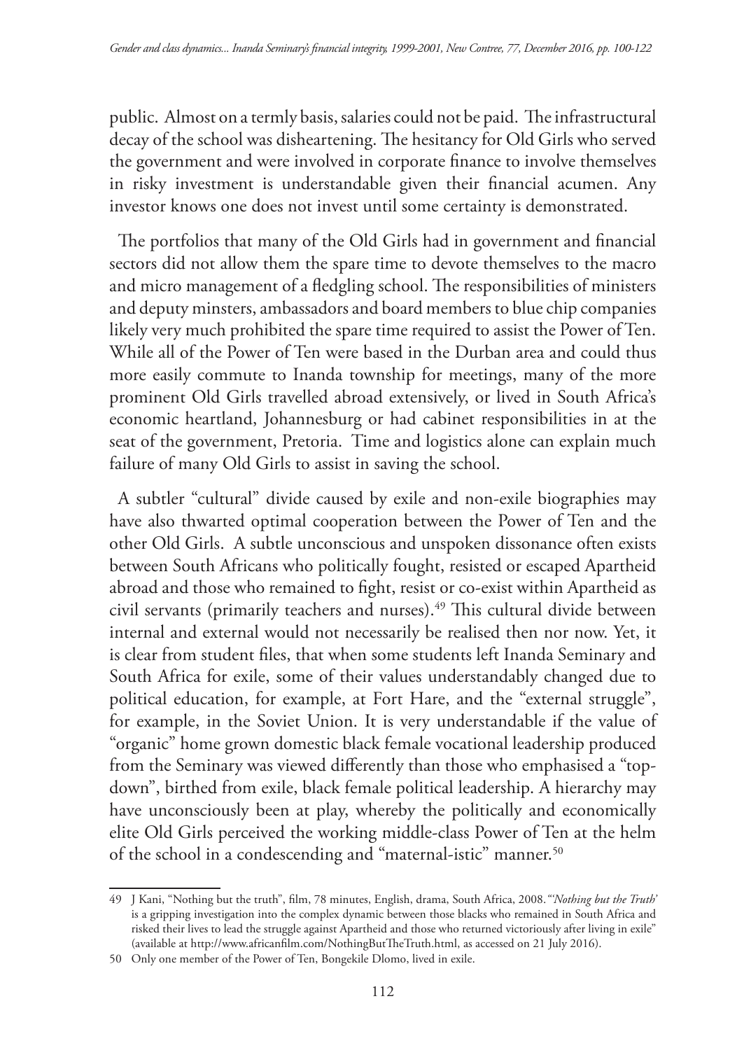public. Almost on a termly basis, salaries could not be paid. The infrastructural decay of the school was disheartening. The hesitancy for Old Girls who served the government and were involved in corporate finance to involve themselves in risky investment is understandable given their financial acumen. Any investor knows one does not invest until some certainty is demonstrated.

The portfolios that many of the Old Girls had in government and financial sectors did not allow them the spare time to devote themselves to the macro and micro management of a fledgling school. The responsibilities of ministers and deputy minsters, ambassadors and board members to blue chip companies likely very much prohibited the spare time required to assist the Power of Ten. While all of the Power of Ten were based in the Durban area and could thus more easily commute to Inanda township for meetings, many of the more prominent Old Girls travelled abroad extensively, or lived in South Africa's economic heartland, Johannesburg or had cabinet responsibilities in at the seat of the government, Pretoria. Time and logistics alone can explain much failure of many Old Girls to assist in saving the school.

A subtler "cultural" divide caused by exile and non-exile biographies may have also thwarted optimal cooperation between the Power of Ten and the other Old Girls. A subtle unconscious and unspoken dissonance often exists between South Africans who politically fought, resisted or escaped Apartheid abroad and those who remained to fight, resist or co-exist within Apartheid as civil servants (primarily teachers and nurses).[49] This cultural divide between internal and external would not necessarily be realised then nor now. Yet, it is clear from student files, that when some students left Inanda Seminary and South Africa for exile, some of their values understandably changed due to political education, for example, at Fort Hare, and the "external struggle", for example, in the Soviet Union. It is very understandable if the value of "organic" home grown domestic black female vocational leadership produced from the Seminary was viewed differently than those who emphasised a "top-down", birthed from exile, black female political leadership. A hierarchy may have unconsciously been at play, whereby the politically and economically elite Old Girls perceived the working middle-class Power of Ten at the helm of the school in a condescending and "maternal-istic" manner.[50]

---

49 J Kani, "Nothing but the truth", film, 78 minutes, English, drama, South Africa, 2008. "'*Nothing but the Truth*' is a gripping investigation into the complex dynamic between those blacks who remained in South Africa and risked their lives to lead the struggle against Apartheid and those who returned victoriously after living in exile" (available at http://www.africanfilm.com/NothingButTheTruth.html, as accessed on 21 July 2016).

50 Only one member of the Power of Ten, Bongekile Dlomo, lived in exile.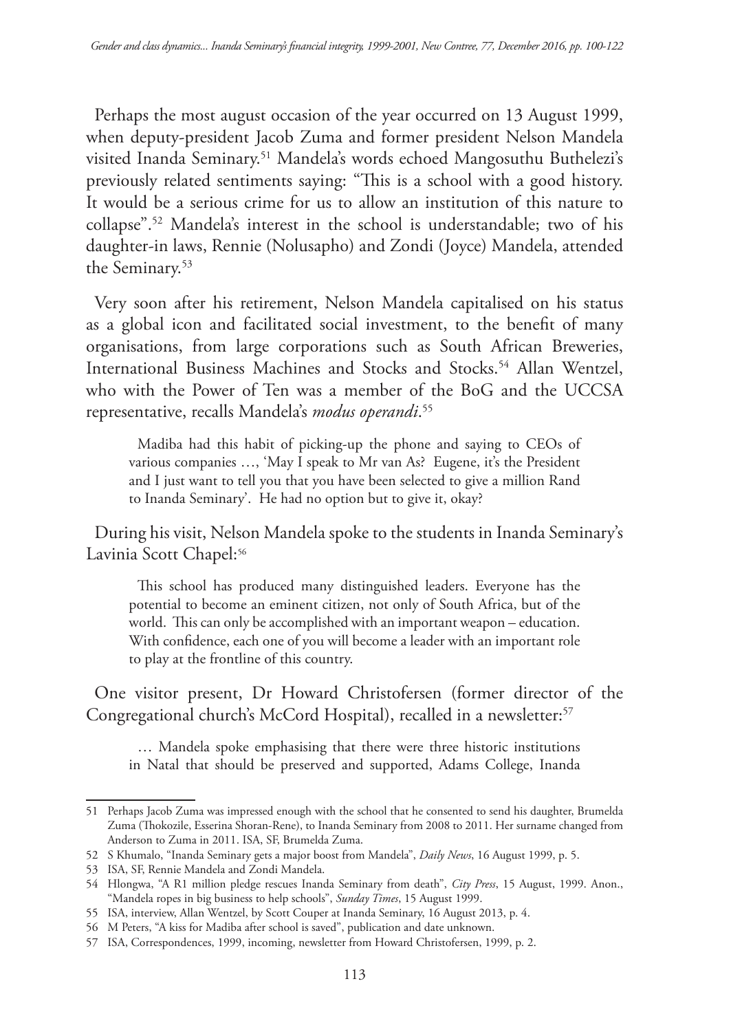Perhaps the most august occasion of the year occurred on 13 August 1999, when deputy-president Jacob Zuma and former president Nelson Mandela visited Inanda Seminary.[51] Mandela's words echoed Mangosuthu Buthelezi's previously related sentiments saying: "This is a school with a good history. It would be a serious crime for us to allow an institution of this nature to collapse".[52] Mandela's interest in the school is understandable; two of his daughter-in laws, Rennie (Nolusapho) and Zondi (Joyce) Mandela, attended the Seminary.[53]

Very soon after his retirement, Nelson Mandela capitalised on his status as a global icon and facilitated social investment, to the benefit of many organisations, from large corporations such as South African Breweries, International Business Machines and Stocks and Stocks.[54] Allan Wentzel, who with the Power of Ten was a member of the BoG and the UCCSA representative, recalls Mandela's *modus operandi*.[55]

> Madiba had this habit of picking-up the phone and saying to CEOs of various companies …, 'May I speak to Mr van As? Eugene, it's the President and I just want to tell you that you have been selected to give a million Rand to Inanda Seminary'. He had no option but to give it, okay?

During his visit, Nelson Mandela spoke to the students in Inanda Seminary's Lavinia Scott Chapel:[56]

> This school has produced many distinguished leaders. Everyone has the potential to become an eminent citizen, not only of South Africa, but of the world. This can only be accomplished with an important weapon – education. With confidence, each one of you will become a leader with an important role to play at the frontline of this country.

One visitor present, Dr Howard Christofersen (former director of the Congregational church's McCord Hospital), recalled in a newsletter:[57]

> … Mandela spoke emphasising that there were three historic institutions in Natal that should be preserved and supported, Adams College, Inanda

---

51 Perhaps Jacob Zuma was impressed enough with the school that he consented to send his daughter, Brumelda Zuma (Thokozile, Esserina Shoran-Rene), to Inanda Seminary from 2008 to 2011. Her surname changed from Anderson to Zuma in 2011. ISA, SF, Brumelda Zuma.

52 S Khumalo, "Inanda Seminary gets a major boost from Mandela", *Daily News*, 16 August 1999, p. 5.

53 ISA, SF, Rennie Mandela and Zondi Mandela.

54 Hlongwa, "A R1 million pledge rescues Inanda Seminary from death", *City Press*, 15 August, 1999. Anon., "Mandela ropes in big business to help schools", *Sunday Times*, 15 August 1999.

55 ISA, interview, Allan Wentzel, by Scott Couper at Inanda Seminary, 16 August 2013, p. 4.

56 M Peters, "A kiss for Madiba after school is saved", publication and date unknown.

57 ISA, Correspondences, 1999, incoming, newsletter from Howard Christofersen, 1999, p. 2.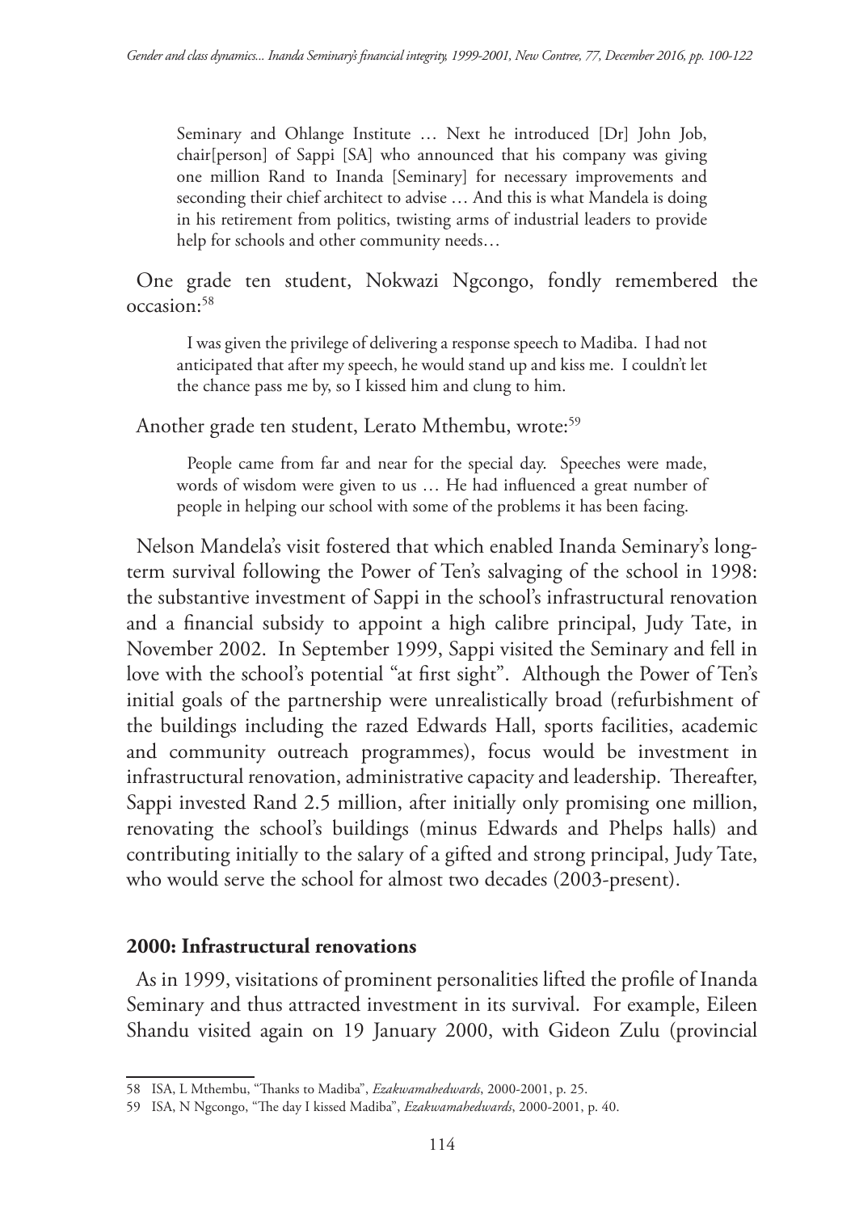> Seminary and Ohlange Institute … Next he introduced [Dr] John Job, chair[person] of Sappi [SA] who announced that his company was giving one million Rand to Inanda [Seminary] for necessary improvements and seconding their chief architect to advise … And this is what Mandela is doing in his retirement from politics, twisting arms of industrial leaders to provide help for schools and other community needs…

One grade ten student, Nokwazi Ngcongo, fondly remembered the occasion:[58]

> I was given the privilege of delivering a response speech to Madiba. I had not anticipated that after my speech, he would stand up and kiss me. I couldn't let the chance pass me by, so I kissed him and clung to him.

Another grade ten student, Lerato Mthembu, wrote:[59]

> People came from far and near for the special day. Speeches were made, words of wisdom were given to us … He had influenced a great number of people in helping our school with some of the problems it has been facing.

Nelson Mandela's visit fostered that which enabled Inanda Seminary's long-term survival following the Power of Ten's salvaging of the school in 1998: the substantive investment of Sappi in the school's infrastructural renovation and a financial subsidy to appoint a high calibre principal, Judy Tate, in November 2002. In September 1999, Sappi visited the Seminary and fell in love with the school's potential "at first sight". Although the Power of Ten's initial goals of the partnership were unrealistically broad (refurbishment of the buildings including the razed Edwards Hall, sports facilities, academic and community outreach programmes), focus would be investment in infrastructural renovation, administrative capacity and leadership. Thereafter, Sappi invested Rand 2.5 million, after initially only promising one million, renovating the school's buildings (minus Edwards and Phelps halls) and contributing initially to the salary of a gifted and strong principal, Judy Tate, who would serve the school for almost two decades (2003-present).

## 2000: Infrastructural renovations

As in 1999, visitations of prominent personalities lifted the profile of Inanda Seminary and thus attracted investment in its survival. For example, Eileen Shandu visited again on 19 January 2000, with Gideon Zulu (provincial

---

58 ISA, L Mthembu, "Thanks to Madiba", *Ezakwamahedwards*, 2000-2001, p. 25.

59 ISA, N Ngcongo, "The day I kissed Madiba", *Ezakwamahedwards*, 2000-2001, p. 40.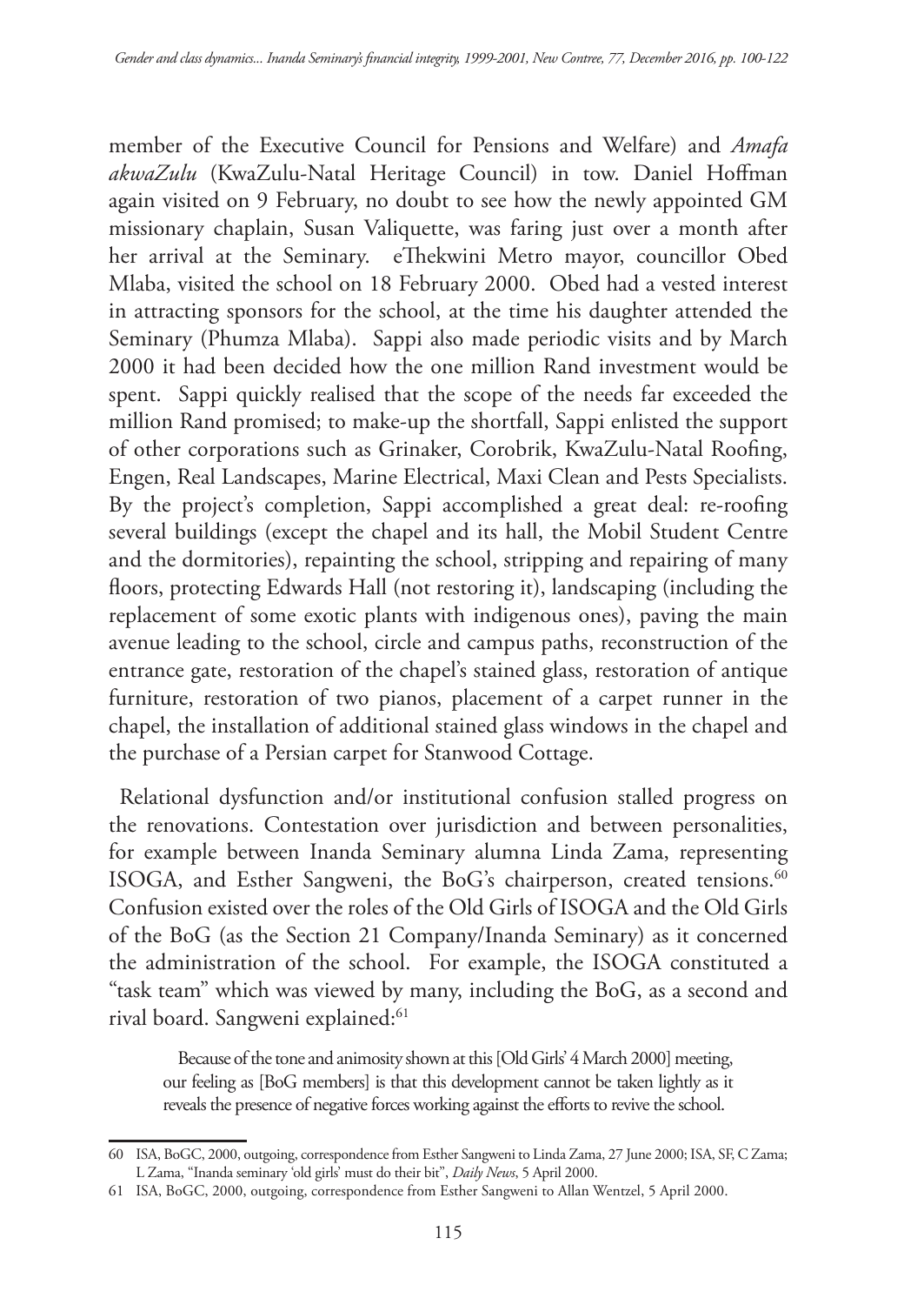member of the Executive Council for Pensions and Welfare) and *Amafa akwaZulu* (KwaZulu-Natal Heritage Council) in tow. Daniel Hoffman again visited on 9 February, no doubt to see how the newly appointed GM missionary chaplain, Susan Valiquette, was faring just over a month after her arrival at the Seminary. eThekwini Metro mayor, councillor Obed Mlaba, visited the school on 18 February 2000. Obed had a vested interest in attracting sponsors for the school, at the time his daughter attended the Seminary (Phumza Mlaba). Sappi also made periodic visits and by March 2000 it had been decided how the one million Rand investment would be spent. Sappi quickly realised that the scope of the needs far exceeded the million Rand promised; to make-up the shortfall, Sappi enlisted the support of other corporations such as Grinaker, Corobrik, KwaZulu-Natal Roofing, Engen, Real Landscapes, Marine Electrical, Maxi Clean and Pests Specialists. By the project's completion, Sappi accomplished a great deal: re-roofing several buildings (except the chapel and its hall, the Mobil Student Centre and the dormitories), repainting the school, stripping and repairing of many floors, protecting Edwards Hall (not restoring it), landscaping (including the replacement of some exotic plants with indigenous ones), paving the main avenue leading to the school, circle and campus paths, reconstruction of the entrance gate, restoration of the chapel's stained glass, restoration of antique furniture, restoration of two pianos, placement of a carpet runner in the chapel, the installation of additional stained glass windows in the chapel and the purchase of a Persian carpet for Stanwood Cottage.

Relational dysfunction and/or institutional confusion stalled progress on the renovations. Contestation over jurisdiction and between personalities, for example between Inanda Seminary alumna Linda Zama, representing ISOGA, and Esther Sangweni, the BoG's chairperson, created tensions.[60] Confusion existed over the roles of the Old Girls of ISOGA and the Old Girls of the BoG (as the Section 21 Company/Inanda Seminary) as it concerned the administration of the school. For example, the ISOGA constituted a "task team" which was viewed by many, including the BoG, as a second and rival board. Sangweni explained:[61]

> Because of the tone and animosity shown at this [Old Girls' 4 March 2000] meeting, our feeling as [BoG members] is that this development cannot be taken lightly as it reveals the presence of negative forces working against the efforts to revive the school.

---

60 ISA, BoGC, 2000, outgoing, correspondence from Esther Sangweni to Linda Zama, 27 June 2000; ISA, SF, C Zama; L Zama, "Inanda seminary 'old girls' must do their bit", *Daily News*, 5 April 2000.

61 ISA, BoGC, 2000, outgoing, correspondence from Esther Sangweni to Allan Wentzel, 5 April 2000.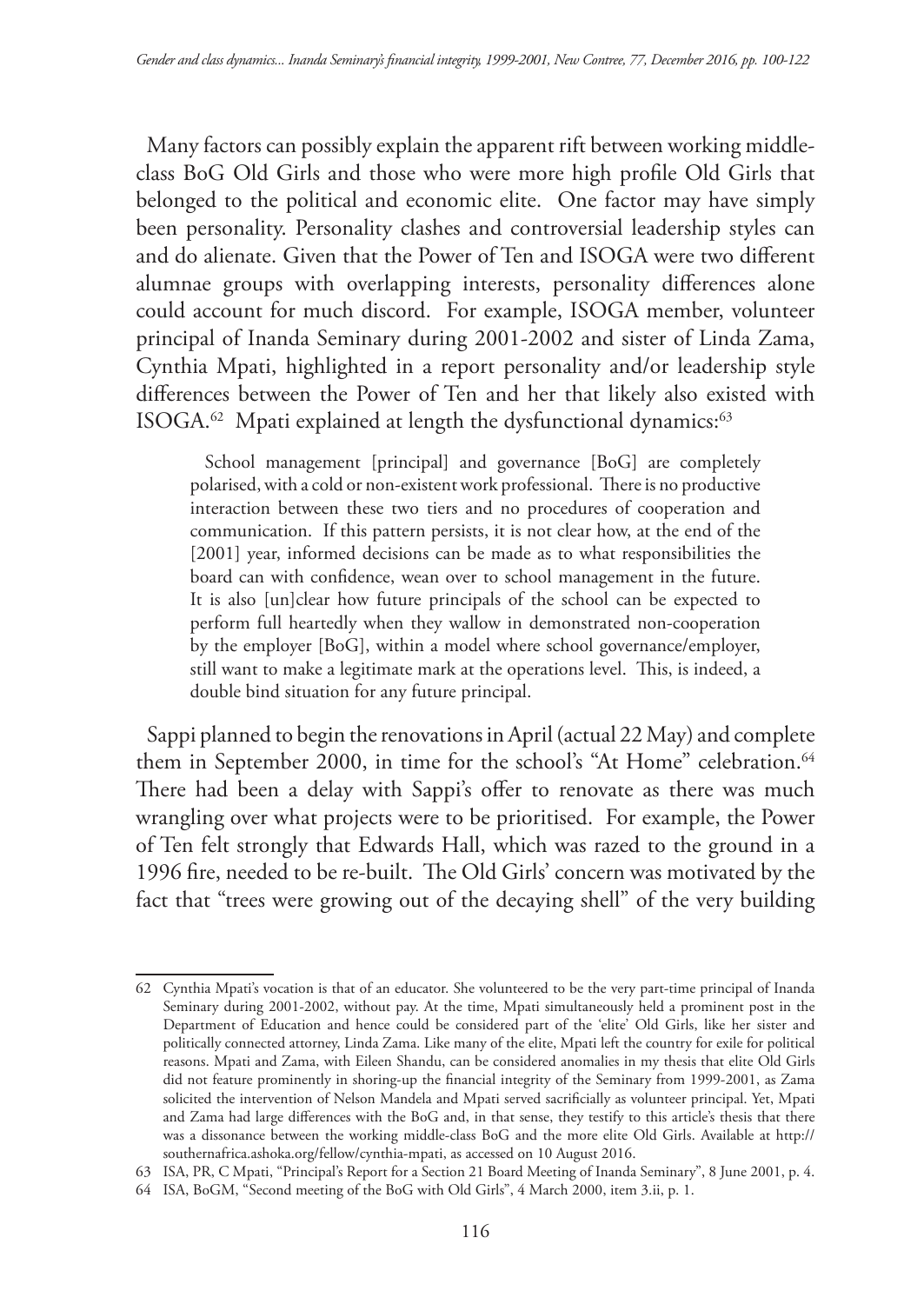Many factors can possibly explain the apparent rift between working middle-class BoG Old Girls and those who were more high profile Old Girls that belonged to the political and economic elite. One factor may have simply been personality. Personality clashes and controversial leadership styles can and do alienate. Given that the Power of Ten and ISOGA were two different alumnae groups with overlapping interests, personality differences alone could account for much discord. For example, ISOGA member, volunteer principal of Inanda Seminary during 2001-2002 and sister of Linda Zama, Cynthia Mpati, highlighted in a report personality and/or leadership style differences between the Power of Ten and her that likely also existed with ISOGA.[62] Mpati explained at length the dysfunctional dynamics:[63]

> School management [principal] and governance [BoG] are completely polarised, with a cold or non-existent work professional. There is no productive interaction between these two tiers and no procedures of cooperation and communication. If this pattern persists, it is not clear how, at the end of the [2001] year, informed decisions can be made as to what responsibilities the board can with confidence, wean over to school management in the future. It is also [un]clear how future principals of the school can be expected to perform full heartedly when they wallow in demonstrated non-cooperation by the employer [BoG], within a model where school governance/employer, still want to make a legitimate mark at the operations level. This, is indeed, a double bind situation for any future principal.

Sappi planned to begin the renovations in April (actual 22 May) and complete them in September 2000, in time for the school's "At Home" celebration.[64] There had been a delay with Sappi's offer to renovate as there was much wrangling over what projects were to be prioritised. For example, the Power of Ten felt strongly that Edwards Hall, which was razed to the ground in a 1996 fire, needed to be re-built. The Old Girls' concern was motivated by the fact that "trees were growing out of the decaying shell" of the very building

---

62 Cynthia Mpati's vocation is that of an educator. She volunteered to be the very part-time principal of Inanda Seminary during 2001-2002, without pay. At the time, Mpati simultaneously held a prominent post in the Department of Education and hence could be considered part of the 'elite' Old Girls, like her sister and politically connected attorney, Linda Zama. Like many of the elite, Mpati left the country for exile for political reasons. Mpati and Zama, with Eileen Shandu, can be considered anomalies in my thesis that elite Old Girls did not feature prominently in shoring-up the financial integrity of the Seminary from 1999-2001, as Zama solicited the intervention of Nelson Mandela and Mpati served sacrificially as volunteer principal. Yet, Mpati and Zama had large differences with the BoG and, in that sense, they testify to this article's thesis that there was a dissonance between the working middle-class BoG and the more elite Old Girls. Available at http://southernafrica.ashoka.org/fellow/cynthia-mpati, as accessed on 10 August 2016.

63 ISA, PR, C Mpati, "Principal's Report for a Section 21 Board Meeting of Inanda Seminary", 8 June 2001, p. 4.

64 ISA, BoGM, "Second meeting of the BoG with Old Girls", 4 March 2000, item 3.ii, p. 1.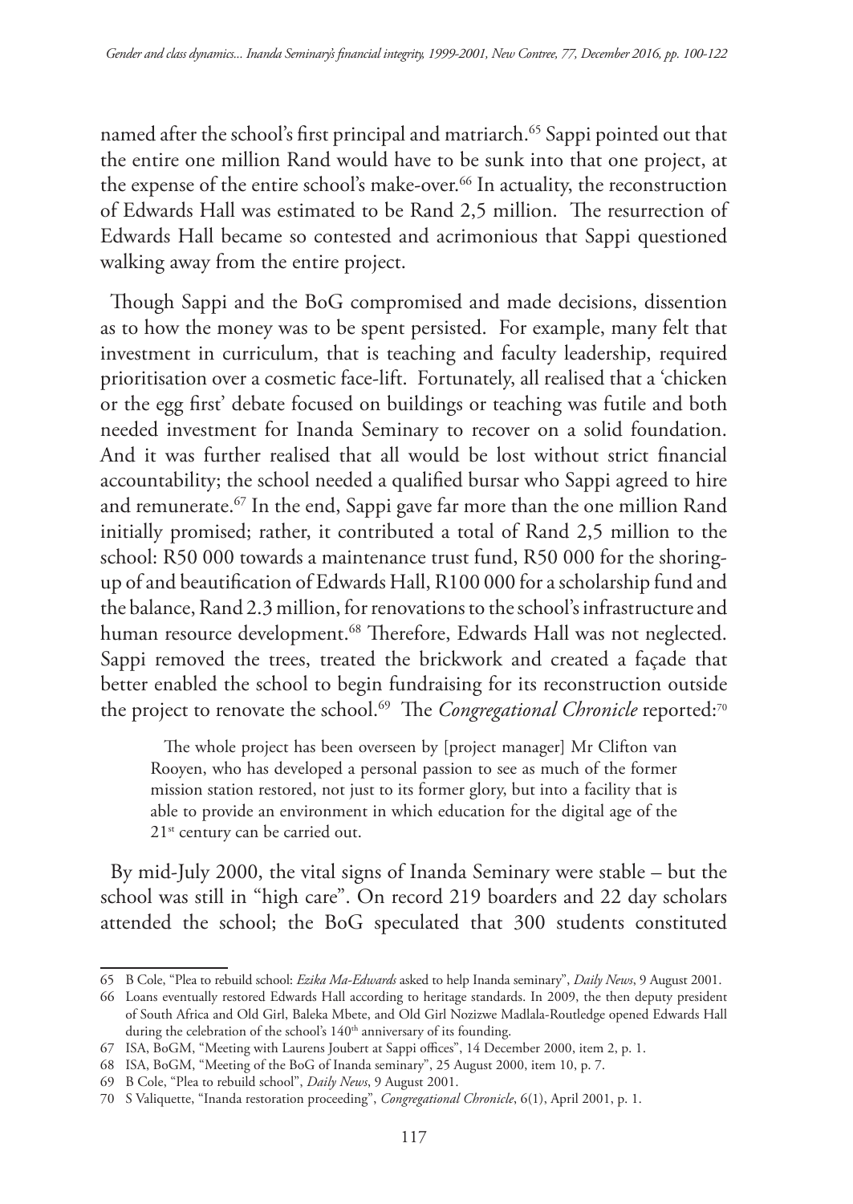named after the school's first principal and matriarch.[65] Sappi pointed out that the entire one million Rand would have to be sunk into that one project, at the expense of the entire school's make-over.[66] In actuality, the reconstruction of Edwards Hall was estimated to be Rand 2,5 million. The resurrection of Edwards Hall became so contested and acrimonious that Sappi questioned walking away from the entire project.

Though Sappi and the BoG compromised and made decisions, dissention as to how the money was to be spent persisted. For example, many felt that investment in curriculum, that is teaching and faculty leadership, required prioritisation over a cosmetic face-lift. Fortunately, all realised that a 'chicken or the egg first' debate focused on buildings or teaching was futile and both needed investment for Inanda Seminary to recover on a solid foundation. And it was further realised that all would be lost without strict financial accountability; the school needed a qualified bursar who Sappi agreed to hire and remunerate.[67] In the end, Sappi gave far more than the one million Rand initially promised; rather, it contributed a total of Rand 2,5 million to the school: R50 000 towards a maintenance trust fund, R50 000 for the shoring-up of and beautification of Edwards Hall, R100 000 for a scholarship fund and the balance, Rand 2.3 million, for renovations to the school's infrastructure and human resource development.[68] Therefore, Edwards Hall was not neglected. Sappi removed the trees, treated the brickwork and created a façade that better enabled the school to begin fundraising for its reconstruction outside the project to renovate the school.[69] The *Congregational Chronicle* reported:[70]

> The whole project has been overseen by [project manager] Mr Clifton van Rooyen, who has developed a personal passion to see as much of the former mission station restored, not just to its former glory, but into a facility that is able to provide an environment in which education for the digital age of the 21st century can be carried out.

By mid-July 2000, the vital signs of Inanda Seminary were stable – but the school was still in "high care". On record 219 boarders and 22 day scholars attended the school; the BoG speculated that 300 students constituted

---

65 B Cole, "Plea to rebuild school: *Ezika Ma-Edwards* asked to help Inanda seminary", *Daily News*, 9 August 2001.

66 Loans eventually restored Edwards Hall according to heritage standards. In 2009, the then deputy president of South Africa and Old Girl, Baleka Mbete, and Old Girl Nozizwe Madlala-Routledge opened Edwards Hall during the celebration of the school's 140th anniversary of its founding.

67 ISA, BoGM, "Meeting with Laurens Joubert at Sappi offices", 14 December 2000, item 2, p. 1.

68 ISA, BoGM, "Meeting of the BoG of Inanda seminary", 25 August 2000, item 10, p. 7.

69 B Cole, "Plea to rebuild school", *Daily News*, 9 August 2001.

70 S Valiquette, "Inanda restoration proceeding", *Congregational Chronicle*, 6(1), April 2001, p. 1.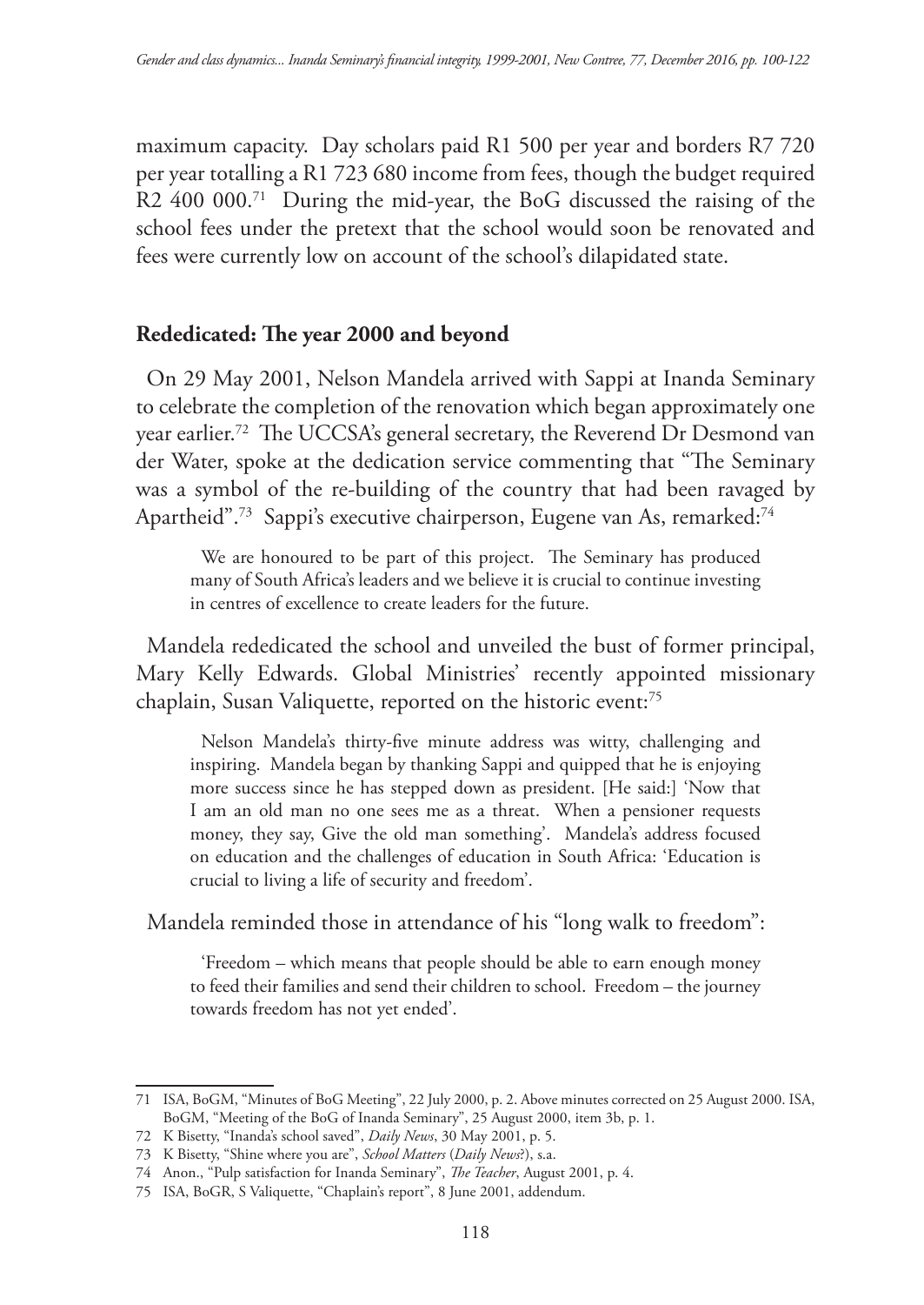maximum capacity. Day scholars paid R1 500 per year and borders R7 720 per year totalling a R1 723 680 income from fees, though the budget required R2 400 000.[71] During the mid-year, the BoG discussed the raising of the school fees under the pretext that the school would soon be renovated and fees were currently low on account of the school's dilapidated state.

## Rededicated: The year 2000 and beyond

On 29 May 2001, Nelson Mandela arrived with Sappi at Inanda Seminary to celebrate the completion of the renovation which began approximately one year earlier.[72] The UCCSA's general secretary, the Reverend Dr Desmond van der Water, spoke at the dedication service commenting that "The Seminary was a symbol of the re-building of the country that had been ravaged by Apartheid".[73] Sappi's executive chairperson, Eugene van As, remarked:[74]

> We are honoured to be part of this project. The Seminary has produced many of South Africa's leaders and we believe it is crucial to continue investing in centres of excellence to create leaders for the future.

Mandela rededicated the school and unveiled the bust of former principal, Mary Kelly Edwards. Global Ministries' recently appointed missionary chaplain, Susan Valiquette, reported on the historic event:[75]

> Nelson Mandela's thirty-five minute address was witty, challenging and inspiring. Mandela began by thanking Sappi and quipped that he is enjoying more success since he has stepped down as president. [He said:] 'Now that I am an old man no one sees me as a threat. When a pensioner requests money, they say, Give the old man something'. Mandela's address focused on education and the challenges of education in South Africa: 'Education is crucial to living a life of security and freedom'.

Mandela reminded those in attendance of his "long walk to freedom":

> 'Freedom – which means that people should be able to earn enough money to feed their families and send their children to school. Freedom – the journey towards freedom has not yet ended'.

---

71 ISA, BoGM, "Minutes of BoG Meeting", 22 July 2000, p. 2. Above minutes corrected on 25 August 2000. ISA, BoGM, "Meeting of the BoG of Inanda Seminary", 25 August 2000, item 3b, p. 1.

72 K Bisetty, "Inanda's school saved", *Daily News*, 30 May 2001, p. 5.

73 K Bisetty, "Shine where you are", *School Matters* (*Daily News*?), s.a.

74 Anon., "Pulp satisfaction for Inanda Seminary", *The Teacher*, August 2001, p. 4.

75 ISA, BoGR, S Valiquette, "Chaplain's report", 8 June 2001, addendum.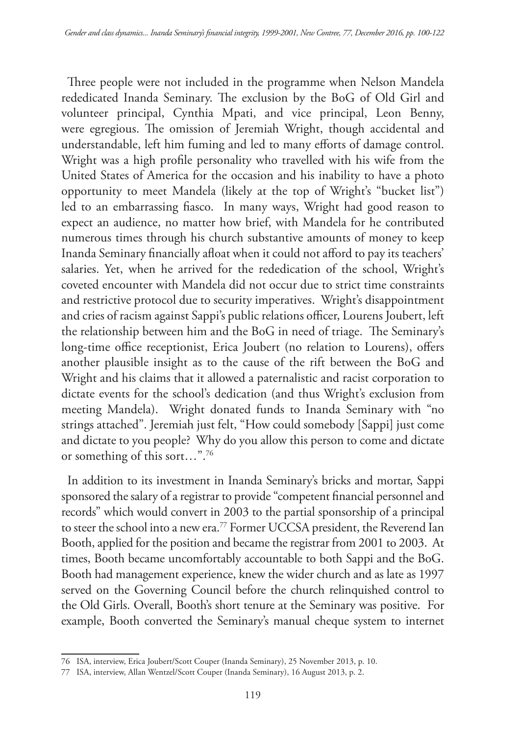Three people were not included in the programme when Nelson Mandela rededicated Inanda Seminary. The exclusion by the BoG of Old Girl and volunteer principal, Cynthia Mpati, and vice principal, Leon Benny, were egregious. The omission of Jeremiah Wright, though accidental and understandable, left him fuming and led to many efforts of damage control. Wright was a high profile personality who travelled with his wife from the United States of America for the occasion and his inability to have a photo opportunity to meet Mandela (likely at the top of Wright's "bucket list") led to an embarrassing fiasco. In many ways, Wright had good reason to expect an audience, no matter how brief, with Mandela for he contributed numerous times through his church substantive amounts of money to keep Inanda Seminary financially afloat when it could not afford to pay its teachers' salaries. Yet, when he arrived for the rededication of the school, Wright's coveted encounter with Mandela did not occur due to strict time constraints and restrictive protocol due to security imperatives. Wright's disappointment and cries of racism against Sappi's public relations officer, Lourens Joubert, left the relationship between him and the BoG in need of triage. The Seminary's long-time office receptionist, Erica Joubert (no relation to Lourens), offers another plausible insight as to the cause of the rift between the BoG and Wright and his claims that it allowed a paternalistic and racist corporation to dictate events for the school's dedication (and thus Wright's exclusion from meeting Mandela). Wright donated funds to Inanda Seminary with "no strings attached". Jeremiah just felt, "How could somebody [Sappi] just come and dictate to you people? Why do you allow this person to come and dictate or something of this sort…".[76]

In addition to its investment in Inanda Seminary's bricks and mortar, Sappi sponsored the salary of a registrar to provide "competent financial personnel and records" which would convert in 2003 to the partial sponsorship of a principal to steer the school into a new era.[77] Former UCCSA president, the Reverend Ian Booth, applied for the position and became the registrar from 2001 to 2003. At times, Booth became uncomfortably accountable to both Sappi and the BoG. Booth had management experience, knew the wider church and as late as 1997 served on the Governing Council before the church relinquished control to the Old Girls. Overall, Booth's short tenure at the Seminary was positive. For example, Booth converted the Seminary's manual cheque system to internet

76 ISA, interview, Erica Joubert/Scott Couper (Inanda Seminary), 25 November 2013, p. 10.

77 ISA, interview, Allan Wentzel/Scott Couper (Inanda Seminary), 16 August 2013, p. 2.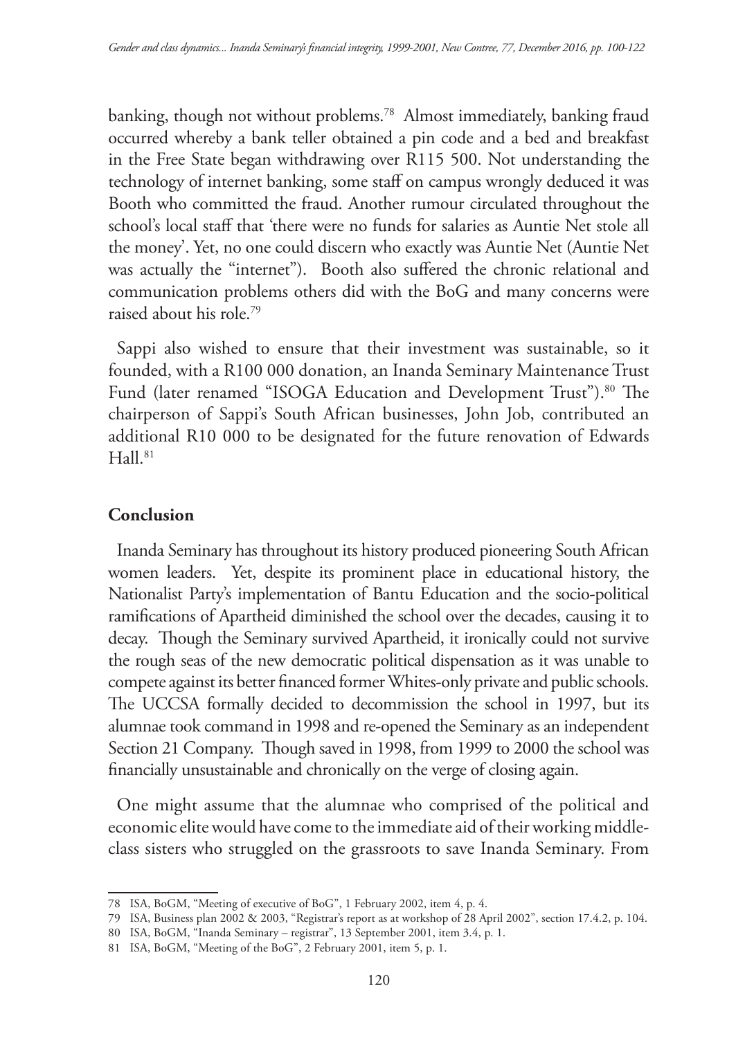banking, though not without problems.[78] Almost immediately, banking fraud occurred whereby a bank teller obtained a pin code and a bed and breakfast in the Free State began withdrawing over R115 500. Not understanding the technology of internet banking, some staff on campus wrongly deduced it was Booth who committed the fraud. Another rumour circulated throughout the school's local staff that 'there were no funds for salaries as Auntie Net stole all the money'. Yet, no one could discern who exactly was Auntie Net (Auntie Net was actually the "internet"). Booth also suffered the chronic relational and communication problems others did with the BoG and many concerns were raised about his role.[79]

Sappi also wished to ensure that their investment was sustainable, so it founded, with a R100 000 donation, an Inanda Seminary Maintenance Trust Fund (later renamed "ISOGA Education and Development Trust").[80] The chairperson of Sappi's South African businesses, John Job, contributed an additional R10 000 to be designated for the future renovation of Edwards Hall.[81]

## Conclusion

Inanda Seminary has throughout its history produced pioneering South African women leaders. Yet, despite its prominent place in educational history, the Nationalist Party's implementation of Bantu Education and the socio-political ramifications of Apartheid diminished the school over the decades, causing it to decay. Though the Seminary survived Apartheid, it ironically could not survive the rough seas of the new democratic political dispensation as it was unable to compete against its better financed former Whites-only private and public schools. The UCCSA formally decided to decommission the school in 1997, but its alumnae took command in 1998 and re-opened the Seminary as an independent Section 21 Company. Though saved in 1998, from 1999 to 2000 the school was financially unsustainable and chronically on the verge of closing again.

One might assume that the alumnae who comprised of the political and economic elite would have come to the immediate aid of their working middle-class sisters who struggled on the grassroots to save Inanda Seminary. From

---

78 ISA, BoGM, "Meeting of executive of BoG", 1 February 2002, item 4, p. 4.

79 ISA, Business plan 2002 & 2003, "Registrar's report as at workshop of 28 April 2002", section 17.4.2, p. 104.

80 ISA, BoGM, "Inanda Seminary – registrar", 13 September 2001, item 3.4, p. 1.

81 ISA, BoGM, "Meeting of the BoG", 2 February 2001, item 5, p. 1.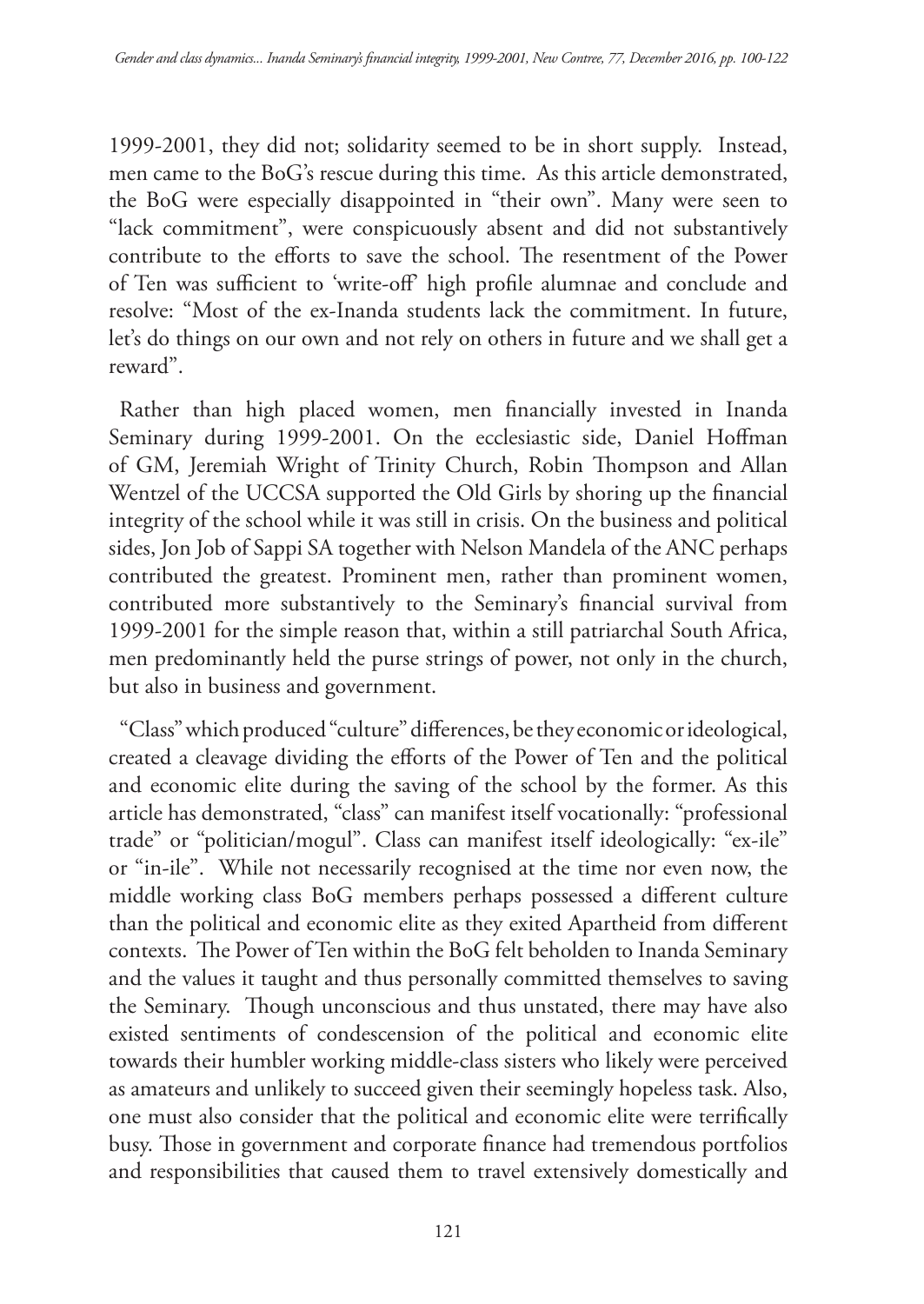1999-2001, they did not; solidarity seemed to be in short supply. Instead, men came to the BoG's rescue during this time. As this article demonstrated, the BoG were especially disappointed in "their own". Many were seen to "lack commitment", were conspicuously absent and did not substantively contribute to the efforts to save the school. The resentment of the Power of Ten was sufficient to 'write-off' high profile alumnae and conclude and resolve: "Most of the ex-Inanda students lack the commitment. In future, let's do things on our own and not rely on others in future and we shall get a reward".

Rather than high placed women, men financially invested in Inanda Seminary during 1999-2001. On the ecclesiastic side, Daniel Hoffman of GM, Jeremiah Wright of Trinity Church, Robin Thompson and Allan Wentzel of the UCCSA supported the Old Girls by shoring up the financial integrity of the school while it was still in crisis. On the business and political sides, Jon Job of Sappi SA together with Nelson Mandela of the ANC perhaps contributed the greatest. Prominent men, rather than prominent women, contributed more substantively to the Seminary's financial survival from 1999-2001 for the simple reason that, within a still patriarchal South Africa, men predominantly held the purse strings of power, not only in the church, but also in business and government.

"Class" which produced "culture" differences, be they economic or ideological, created a cleavage dividing the efforts of the Power of Ten and the political and economic elite during the saving of the school by the former. As this article has demonstrated, "class" can manifest itself vocationally: "professional trade" or "politician/mogul". Class can manifest itself ideologically: "ex-ile" or "in-ile". While not necessarily recognised at the time nor even now, the middle working class BoG members perhaps possessed a different culture than the political and economic elite as they exited Apartheid from different contexts. The Power of Ten within the BoG felt beholden to Inanda Seminary and the values it taught and thus personally committed themselves to saving the Seminary. Though unconscious and thus unstated, there may have also existed sentiments of condescension of the political and economic elite towards their humbler working middle-class sisters who likely were perceived as amateurs and unlikely to succeed given their seemingly hopeless task. Also, one must also consider that the political and economic elite were terrifically busy. Those in government and corporate finance had tremendous portfolios and responsibilities that caused them to travel extensively domestically and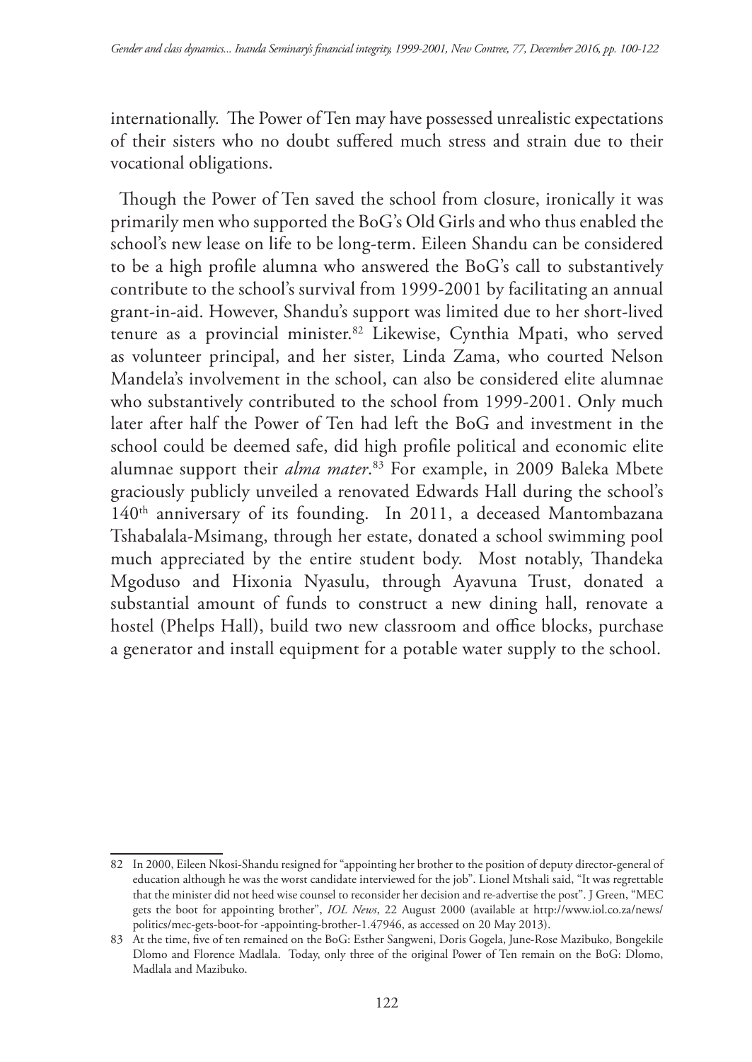internationally. The Power of Ten may have possessed unrealistic expectations of their sisters who no doubt suffered much stress and strain due to their vocational obligations.

Though the Power of Ten saved the school from closure, ironically it was primarily men who supported the BoG's Old Girls and who thus enabled the school's new lease on life to be long-term. Eileen Shandu can be considered to be a high profile alumna who answered the BoG's call to substantively contribute to the school's survival from 1999-2001 by facilitating an annual grant-in-aid. However, Shandu's support was limited due to her short-lived tenure as a provincial minister.[82] Likewise, Cynthia Mpati, who served as volunteer principal, and her sister, Linda Zama, who courted Nelson Mandela's involvement in the school, can also be considered elite alumnae who substantively contributed to the school from 1999-2001. Only much later after half the Power of Ten had left the BoG and investment in the school could be deemed safe, did high profile political and economic elite alumnae support their *alma mater*.[83] For example, in 2009 Baleka Mbete graciously publicly unveiled a renovated Edwards Hall during the school's 140[th] anniversary of its founding. In 2011, a deceased Mantombazana Tshabalala-Msimang, through her estate, donated a school swimming pool much appreciated by the entire student body. Most notably, Thandeka Mgoduso and Hixonia Nyasulu, through Ayavuna Trust, donated a substantial amount of funds to construct a new dining hall, renovate a hostel (Phelps Hall), build two new classroom and office blocks, purchase a generator and install equipment for a potable water supply to the school.

---

82 In 2000, Eileen Nkosi-Shandu resigned for "appointing her brother to the position of deputy director-general of education although he was the worst candidate interviewed for the job". Lionel Mtshali said, "It was regrettable that the minister did not heed wise counsel to reconsider her decision and re-advertise the post". J Green, "MEC gets the boot for appointing brother", *IOL News*, 22 August 2000 (available at http://www.iol.co.za/news/politics/mec-gets-boot-for -appointing-brother-1.47946, as accessed on 20 May 2013).

83 At the time, five of ten remained on the BoG: Esther Sangweni, Doris Gogela, June-Rose Mazibuko, Bongekile Dlomo and Florence Madlala. Today, only three of the original Power of Ten remain on the BoG: Dlomo, Madlala and Mazibuko.